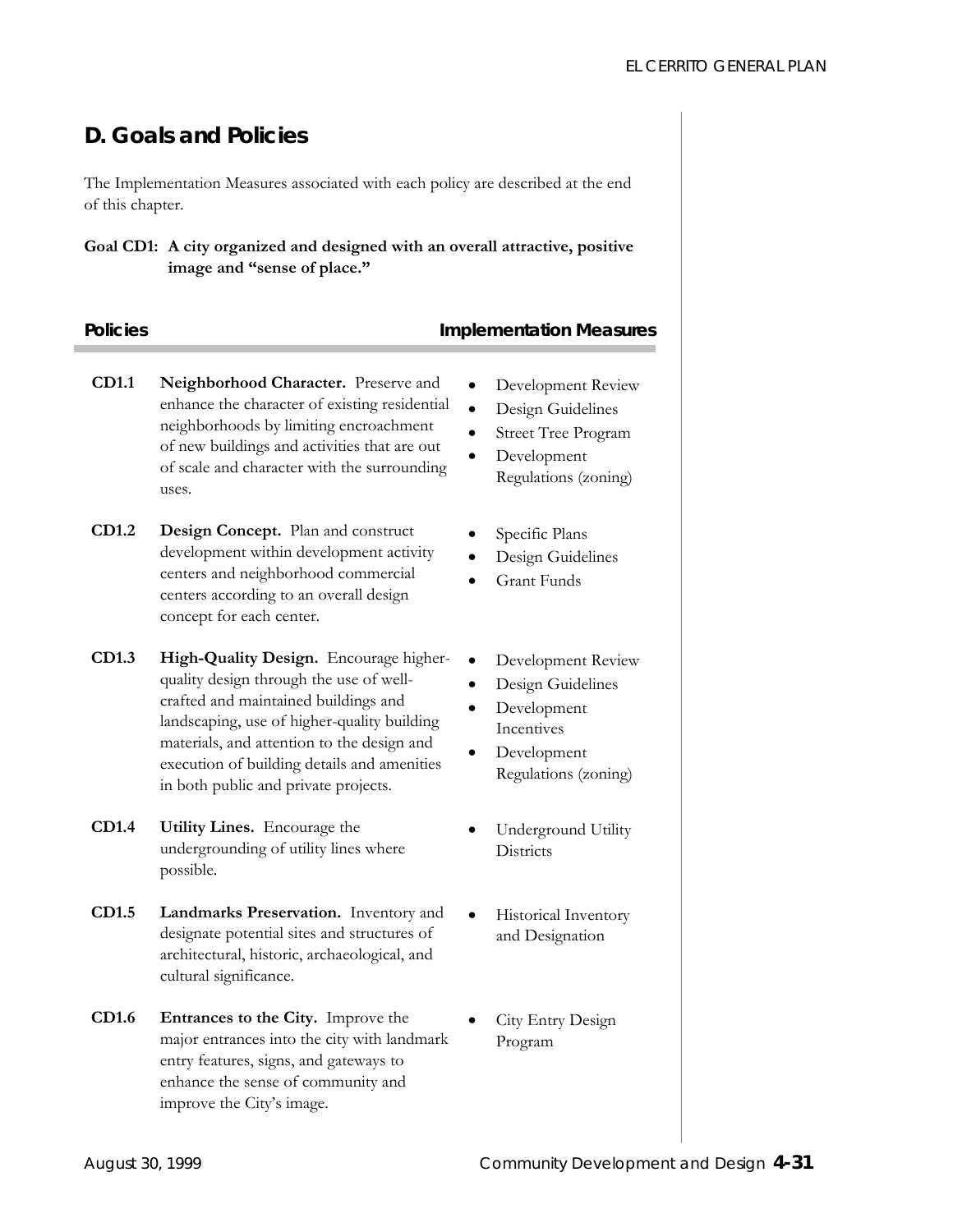## D. Goals and Policies

The Implementation Measures associated with each policy are described at the end of this chapter.

**Goal CD1: A city organized and designed with an overall attractive, positive image and "sense of place."**

| Policies | | Implementation Measures |
|---|---|---|
| **CD1.1** | **Neighborhood Character.** Preserve and enhance the character of existing residential neighborhoods by limiting encroachment of new buildings and activities that are out of scale and character with the surrounding uses. | • Development Review<br>• Design Guidelines<br>• Street Tree Program<br>• Development Regulations (zoning) |
| **CD1.2** | **Design Concept.** Plan and construct development within development activity centers and neighborhood commercial centers according to an overall design concept for each center. | • Specific Plans<br>• Design Guidelines<br>• Grant Funds |
| **CD1.3** | **High-Quality Design.** Encourage higher-quality design through the use of well-crafted and maintained buildings and landscaping, use of higher-quality building materials, and attention to the design and execution of building details and amenities in both public and private projects. | • Development Review<br>• Design Guidelines<br>• Development Incentives<br>• Development Regulations (zoning) |
| **CD1.4** | **Utility Lines.** Encourage the undergrounding of utility lines where possible. | • Underground Utility Districts |
| **CD1.5** | **Landmarks Preservation.** Inventory and designate potential sites and structures of architectural, historic, archaeological, and cultural significance. | • Historical Inventory and Designation |
| **CD1.6** | **Entrances to the City.** Improve the major entrances into the city with landmark entry features, signs, and gateways to enhance the sense of community and improve the City's image. | • City Entry Design Program |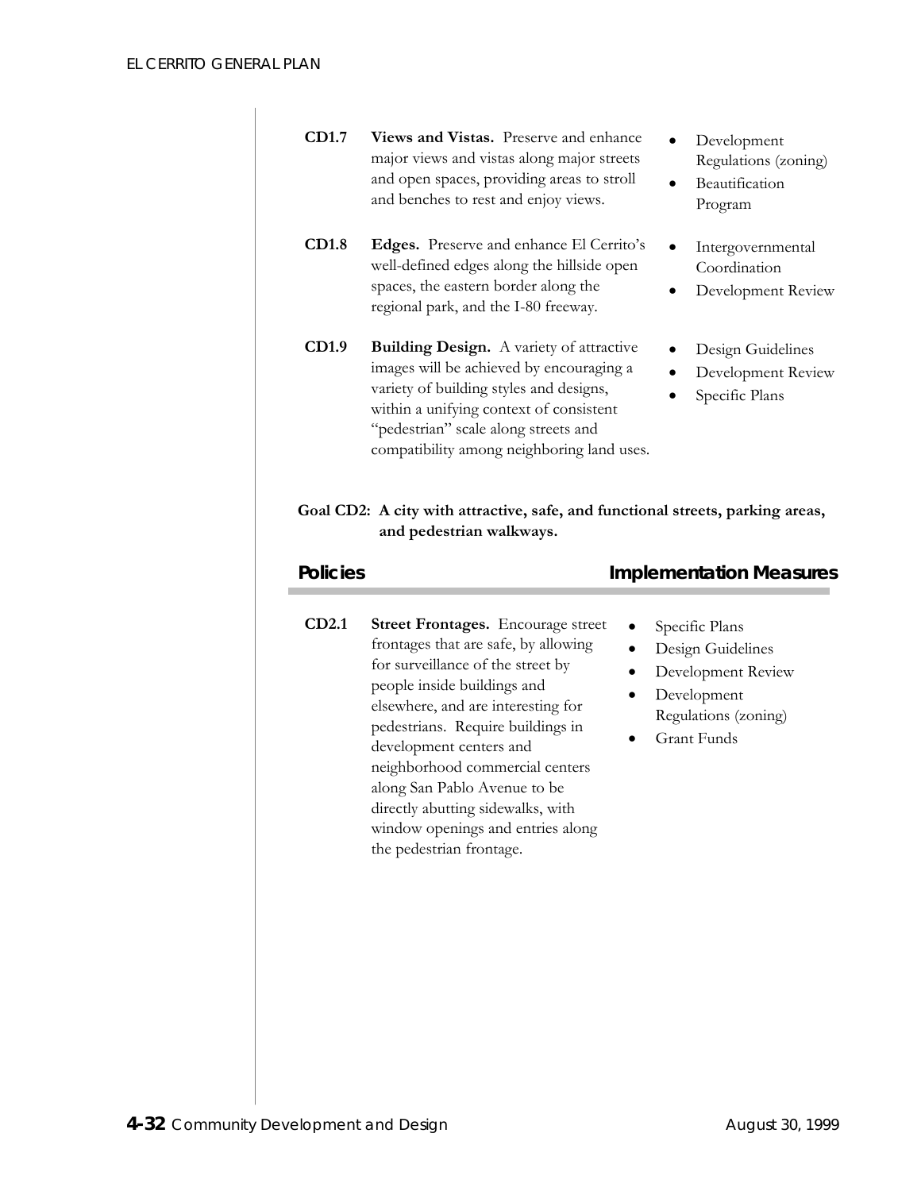| Policies | | Implementation Measures |
|---|---|---|
| **CD1.7** | **Views and Vistas.** Preserve and enhance major views and vistas along major streets and open spaces, providing areas to stroll and benches to rest and enjoy views. | • Development Regulations (zoning)<br>• Beautification Program |
| **CD1.8** | **Edges.** Preserve and enhance El Cerrito's well-defined edges along the hillside open spaces, the eastern border along the regional park, and the I-80 freeway. | • Intergovernmental Coordination<br>• Development Review |
| **CD1.9** | **Building Design.** A variety of attractive images will be achieved by encouraging a variety of building styles and designs, within a unifying context of consistent "pedestrian" scale along streets and compatibility among neighboring land uses. | • Design Guidelines<br>• Development Review<br>• Specific Plans |

**Goal CD2: A city with attractive, safe, and functional streets, parking areas, and pedestrian walkways.**

| Policies | | Implementation Measures |
|---|---|---|
| **CD2.1** | **Street Frontages.** Encourage street frontages that are safe, by allowing for surveillance of the street by people inside buildings and elsewhere, and are interesting for pedestrians. Require buildings in development centers and neighborhood commercial centers along San Pablo Avenue to be directly abutting sidewalks, with window openings and entries along the pedestrian frontage. | • Specific Plans<br>• Design Guidelines<br>• Development Review<br>• Development Regulations (zoning)<br>• Grant Funds |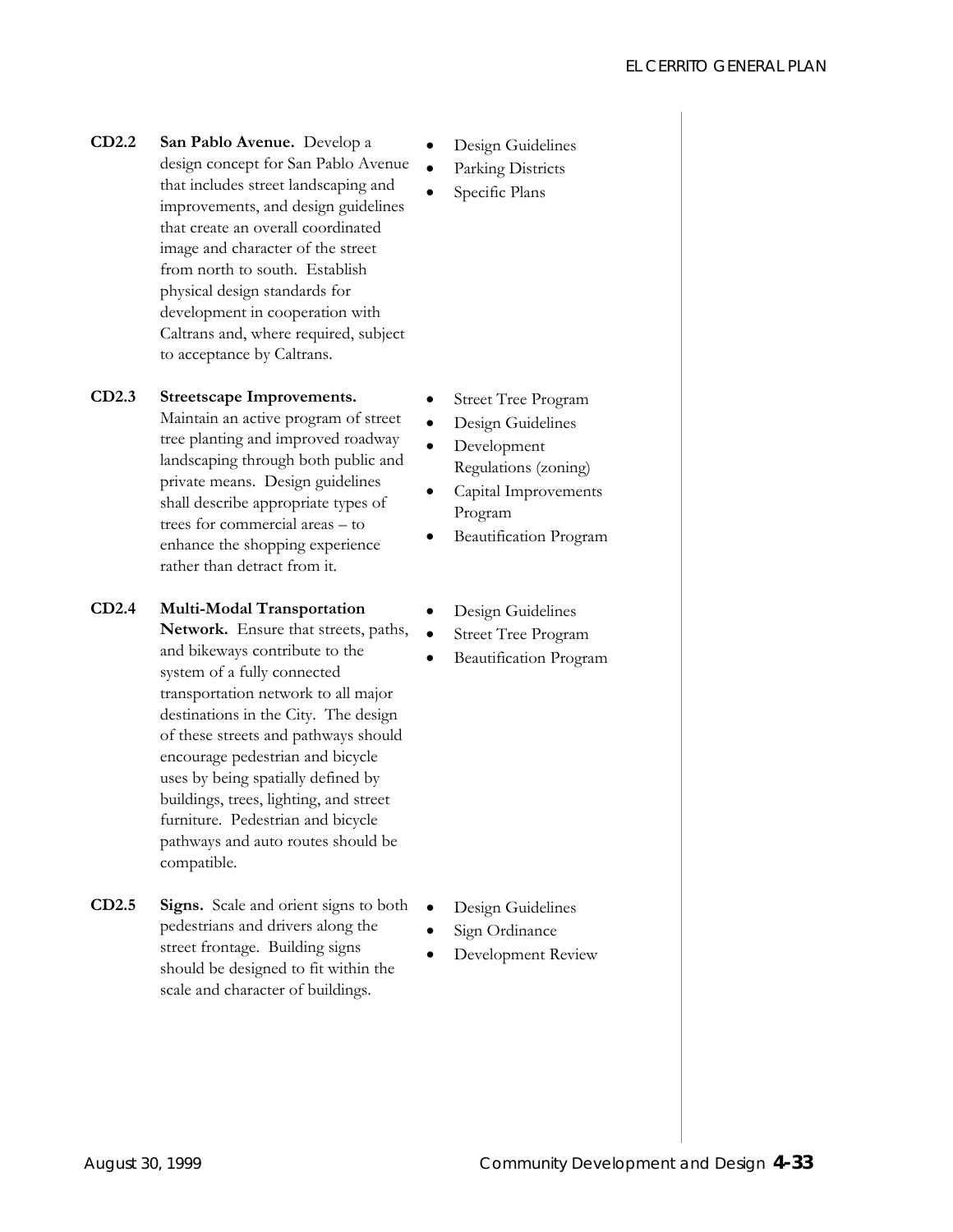| | | |
|---|---|---|
| **CD2.2** | **San Pablo Avenue.** Develop a design concept for San Pablo Avenue that includes street landscaping and improvements, and design guidelines that create an overall coordinated image and character of the street from north to south. Establish physical design standards for development in cooperation with Caltrans and, where required, subject to acceptance by Caltrans. | • Design Guidelines<br>• Parking Districts<br>• Specific Plans |
| **CD2.3** | **Streetscape Improvements.** Maintain an active program of street tree planting and improved roadway landscaping through both public and private means. Design guidelines shall describe appropriate types of trees for commercial areas – to enhance the shopping experience rather than detract from it. | • Street Tree Program<br>• Design Guidelines<br>• Development Regulations (zoning)<br>• Capital Improvements Program<br>• Beautification Program |
| **CD2.4** | **Multi-Modal Transportation Network.** Ensure that streets, paths, and bikeways contribute to the system of a fully connected transportation network to all major destinations in the City. The design of these streets and pathways should encourage pedestrian and bicycle uses by being spatially defined by buildings, trees, lighting, and street furniture. Pedestrian and bicycle pathways and auto routes should be compatible. | • Design Guidelines<br>• Street Tree Program<br>• Beautification Program |
| **CD2.5** | **Signs.** Scale and orient signs to both pedestrians and drivers along the street frontage. Building signs should be designed to fit within the scale and character of buildings. | • Design Guidelines<br>• Sign Ordinance<br>• Development Review |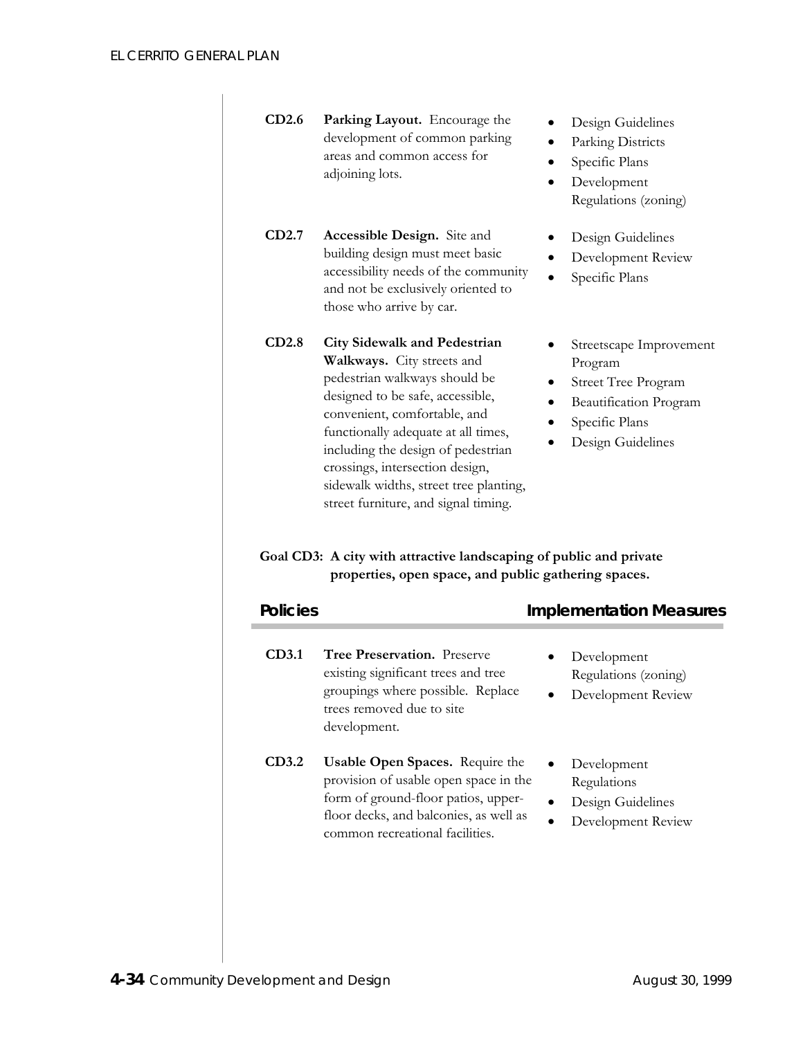| Policy | | Implementation Measures |
|---|---|---|
| **CD2.6** | **Parking Layout.** Encourage the development of common parking areas and common access for adjoining lots. | • Design Guidelines<br>• Parking Districts<br>• Specific Plans<br>• Development Regulations (zoning) |
| **CD2.7** | **Accessible Design.** Site and building design must meet basic accessibility needs of the community and not be exclusively oriented to those who arrive by car. | • Design Guidelines<br>• Development Review<br>• Specific Plans |
| **CD2.8** | **City Sidewalk and Pedestrian Walkways.** City streets and pedestrian walkways should be designed to be safe, accessible, convenient, comfortable, and functionally adequate at all times, including the design of pedestrian crossings, intersection design, sidewalk widths, street tree planting, street furniture, and signal timing. | • Streetscape Improvement Program<br>• Street Tree Program<br>• Beautification Program<br>• Specific Plans<br>• Design Guidelines |

**Goal CD3: A city with attractive landscaping of public and private properties, open space, and public gathering spaces.**

| Policies | | Implementation Measures |
|---|---|---|
| **CD3.1** | **Tree Preservation.** Preserve existing significant trees and tree groupings where possible. Replace trees removed due to site development. | • Development Regulations (zoning)<br>• Development Review |
| **CD3.2** | **Usable Open Spaces.** Require the provision of usable open space in the form of ground-floor patios, upper-floor decks, and balconies, as well as common recreational facilities. | • Development Regulations<br>• Design Guidelines<br>• Development Review |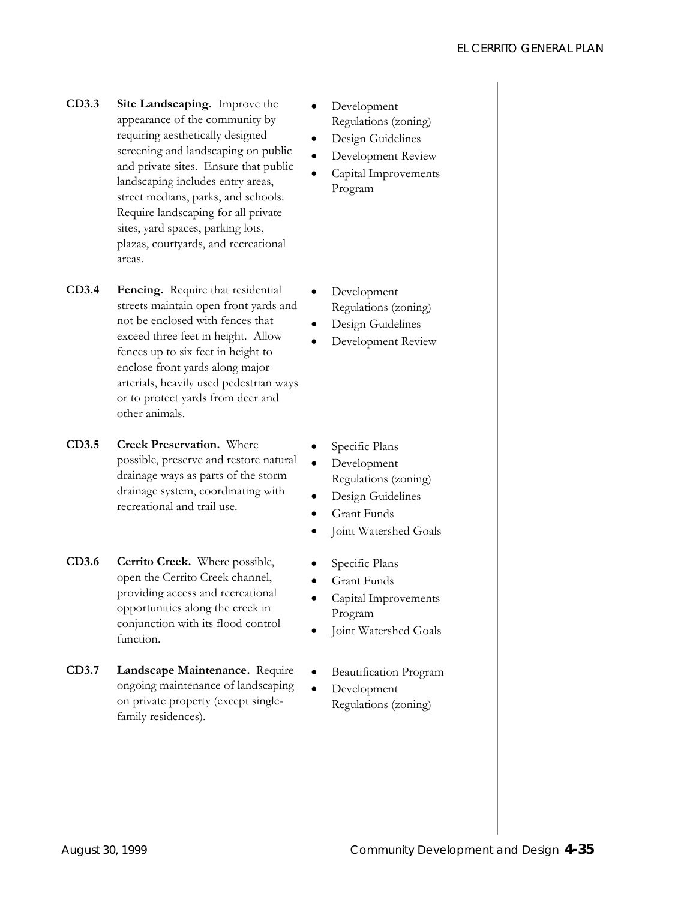| | Policy | Implementation |
| --- | --- | --- |
| **CD3.3** | **Site Landscaping.** Improve the appearance of the community by requiring aesthetically designed screening and landscaping on public and private sites. Ensure that public landscaping includes entry areas, street medians, parks, and schools. Require landscaping for all private sites, yard spaces, parking lots, plazas, courtyards, and recreational areas. | • Development Regulations (zoning)<br>• Design Guidelines<br>• Development Review<br>• Capital Improvements Program |
| **CD3.4** | **Fencing.** Require that residential streets maintain open front yards and not be enclosed with fences that exceed three feet in height. Allow fences up to six feet in height to enclose front yards along major arterials, heavily used pedestrian ways or to protect yards from deer and other animals. | • Development Regulations (zoning)<br>• Design Guidelines<br>• Development Review |
| **CD3.5** | **Creek Preservation.** Where possible, preserve and restore natural drainage ways as parts of the storm drainage system, coordinating with recreational and trail use. | • Specific Plans<br>• Development Regulations (zoning)<br>• Design Guidelines<br>• Grant Funds<br>• Joint Watershed Goals |
| **CD3.6** | **Cerrito Creek.** Where possible, open the Cerrito Creek channel, providing access and recreational opportunities along the creek in conjunction with its flood control function. | • Specific Plans<br>• Grant Funds<br>• Capital Improvements Program<br>• Joint Watershed Goals |
| **CD3.7** | **Landscape Maintenance.** Require ongoing maintenance of landscaping on private property (except single-family residences). | • Beautification Program<br>• Development Regulations (zoning) |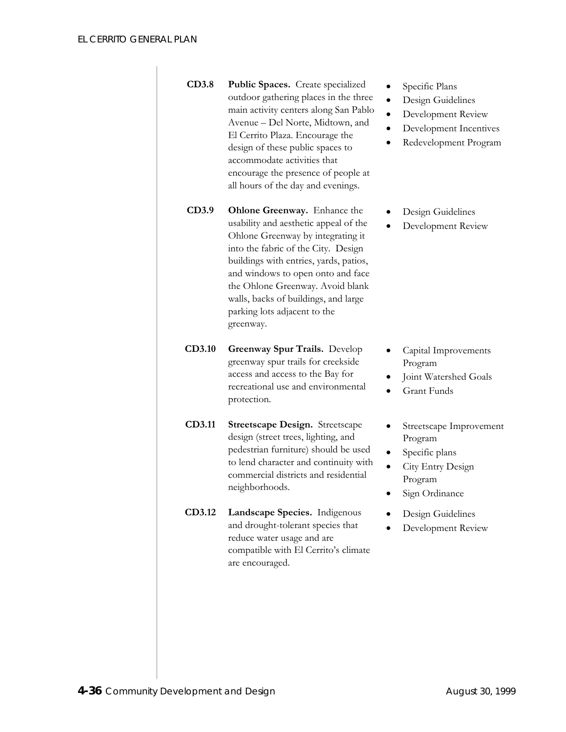| | Policy | Implementation |
|---|---|---|
| **CD3.8** | **Public Spaces.** Create specialized outdoor gathering places in the three main activity centers along San Pablo Avenue – Del Norte, Midtown, and El Cerrito Plaza. Encourage the design of these public spaces to accommodate activities that encourage the presence of people at all hours of the day and evenings. | • Specific Plans<br>• Design Guidelines<br>• Development Review<br>• Development Incentives<br>• Redevelopment Program |
| **CD3.9** | **Ohlone Greenway.** Enhance the usability and aesthetic appeal of the Ohlone Greenway by integrating it into the fabric of the City. Design buildings with entries, yards, patios, and windows to open onto and face the Ohlone Greenway. Avoid blank walls, backs of buildings, and large parking lots adjacent to the greenway. | • Design Guidelines<br>• Development Review |
| **CD3.10** | **Greenway Spur Trails.** Develop greenway spur trails for creekside access and access to the Bay for recreational use and environmental protection. | • Capital Improvements Program<br>• Joint Watershed Goals<br>• Grant Funds |
| **CD3.11** | **Streetscape Design.** Streetscape design (street trees, lighting, and pedestrian furniture) should be used to lend character and continuity with commercial districts and residential neighborhoods. | • Streetscape Improvement Program<br>• Specific plans<br>• City Entry Design Program<br>• Sign Ordinance |
| **CD3.12** | **Landscape Species.** Indigenous and drought-tolerant species that reduce water usage and are compatible with El Cerrito's climate are encouraged. | • Design Guidelines<br>• Development Review |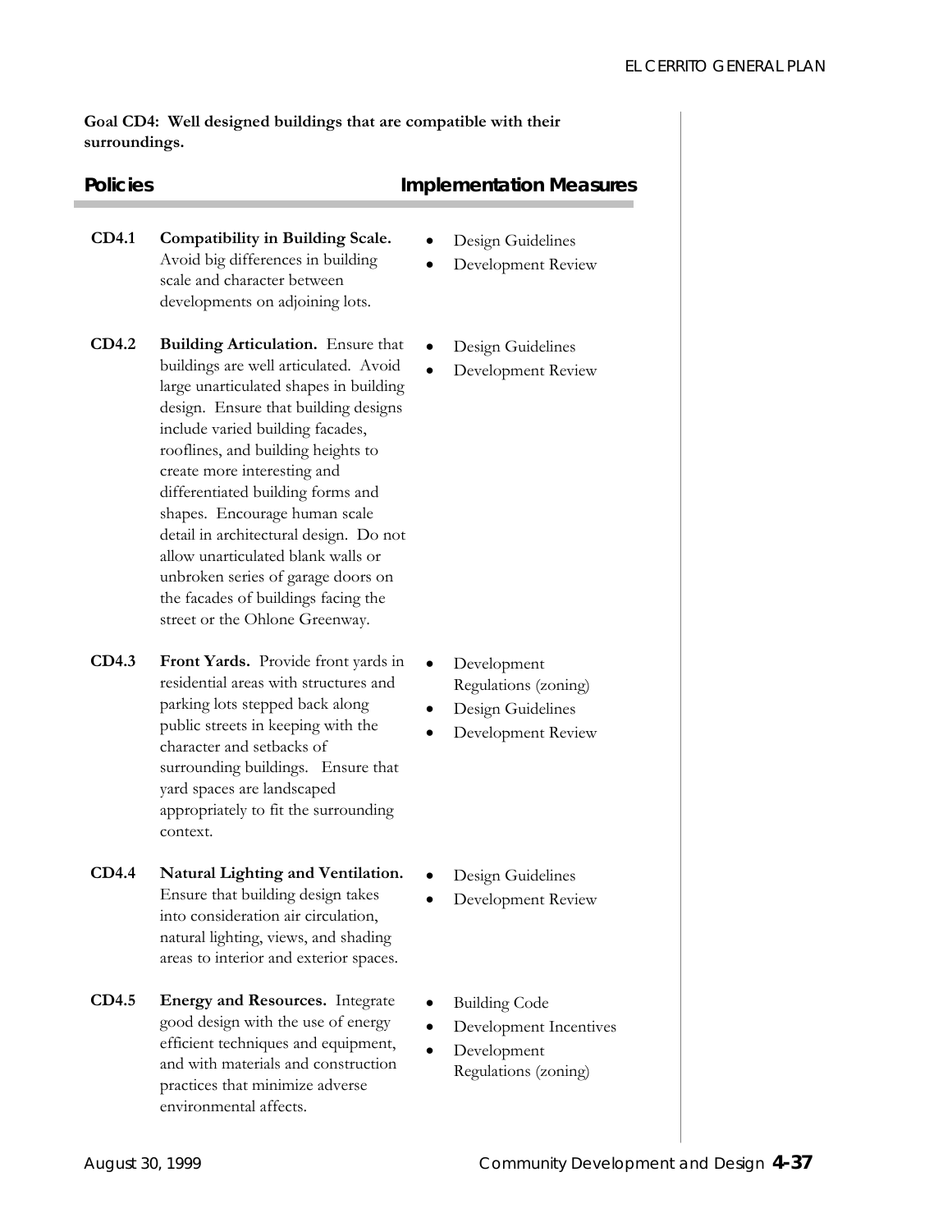**Goal CD4: Well designed buildings that are compatible with their surroundings.**

| Policies | | Implementation Measures |
|---|---|---|
| **CD4.1** | **Compatibility in Building Scale.** Avoid big differences in building scale and character between developments on adjoining lots. | • Design Guidelines<br>• Development Review |
| **CD4.2** | **Building Articulation.** Ensure that buildings are well articulated. Avoid large unarticulated shapes in building design. Ensure that building designs include varied building facades, rooflines, and building heights to create more interesting and differentiated building forms and shapes. Encourage human scale detail in architectural design. Do not allow unarticulated blank walls or unbroken series of garage doors on the facades of buildings facing the street or the Ohlone Greenway. | • Design Guidelines<br>• Development Review |
| **CD4.3** | **Front Yards.** Provide front yards in residential areas with structures and parking lots stepped back along public streets in keeping with the character and setbacks of surrounding buildings. Ensure that yard spaces are landscaped appropriately to fit the surrounding context. | • Development Regulations (zoning)<br>• Design Guidelines<br>• Development Review |
| **CD4.4** | **Natural Lighting and Ventilation.** Ensure that building design takes into consideration air circulation, natural lighting, views, and shading areas to interior and exterior spaces. | • Design Guidelines<br>• Development Review |
| **CD4.5** | **Energy and Resources.** Integrate good design with the use of energy efficient techniques and equipment, and with materials and construction practices that minimize adverse environmental affects. | • Building Code<br>• Development Incentives<br>• Development Regulations (zoning) |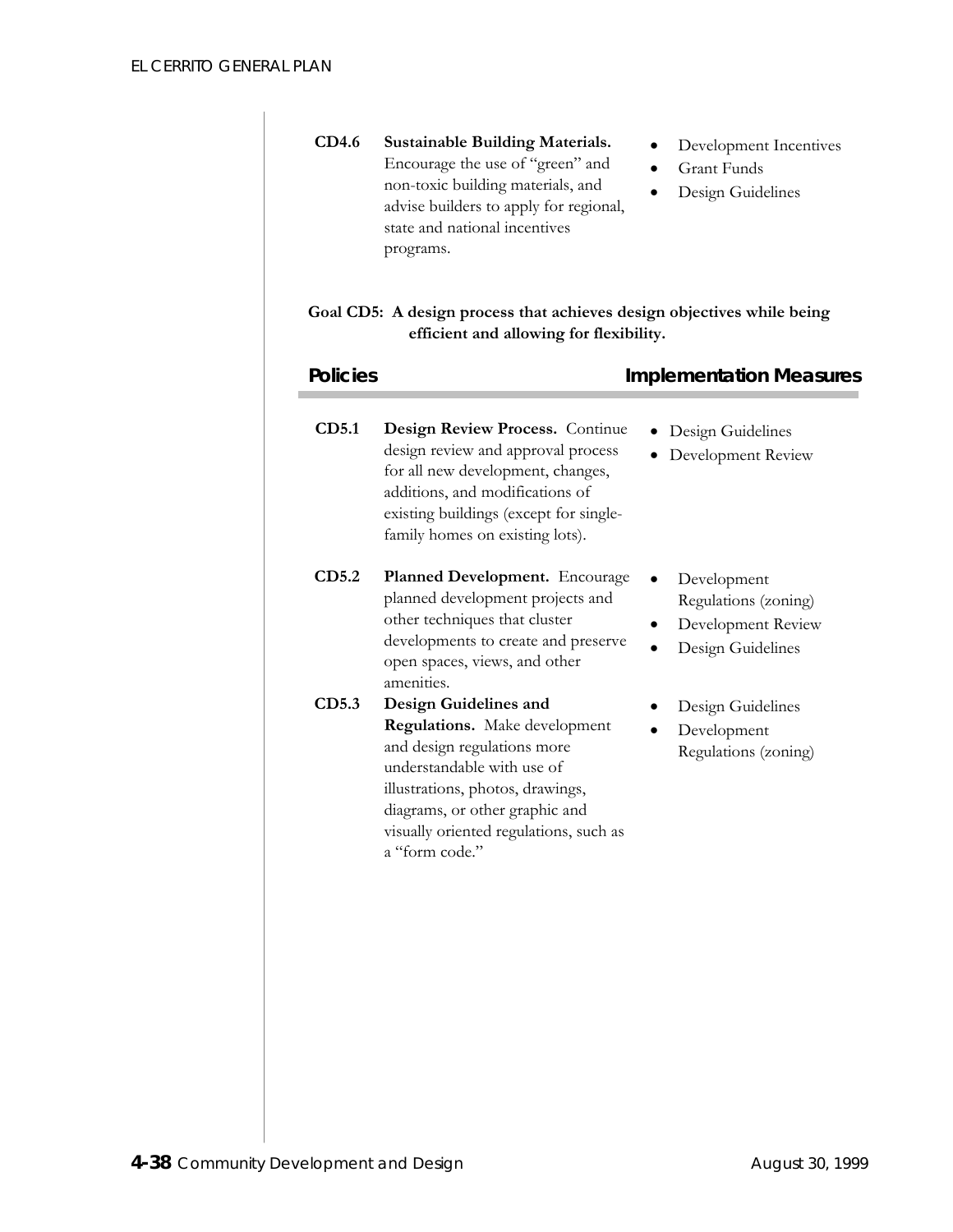| | | |
|---|---|---|
| **CD4.6** | **Sustainable Building Materials.** Encourage the use of "green" and non-toxic building materials, and advise builders to apply for regional, state and national incentives programs. | • Development Incentives<br>• Grant Funds<br>• Design Guidelines |

**Goal CD5: A design process that achieves design objectives while being efficient and allowing for flexibility.**

| Policies | | Implementation Measures |
|---|---|---|
| **CD5.1** | **Design Review Process.** Continue design review and approval process for all new development, changes, additions, and modifications of existing buildings (except for single-family homes on existing lots). | • Design Guidelines<br>• Development Review |
| **CD5.2** | **Planned Development.** Encourage planned development projects and other techniques that cluster developments to create and preserve open spaces, views, and other amenities. | • Development Regulations (zoning)<br>• Development Review<br>• Design Guidelines |
| **CD5.3** | **Design Guidelines and Regulations.** Make development and design regulations more understandable with use of illustrations, photos, drawings, diagrams, or other graphic and visually oriented regulations, such as a "form code." | • Design Guidelines<br>• Development Regulations (zoning) |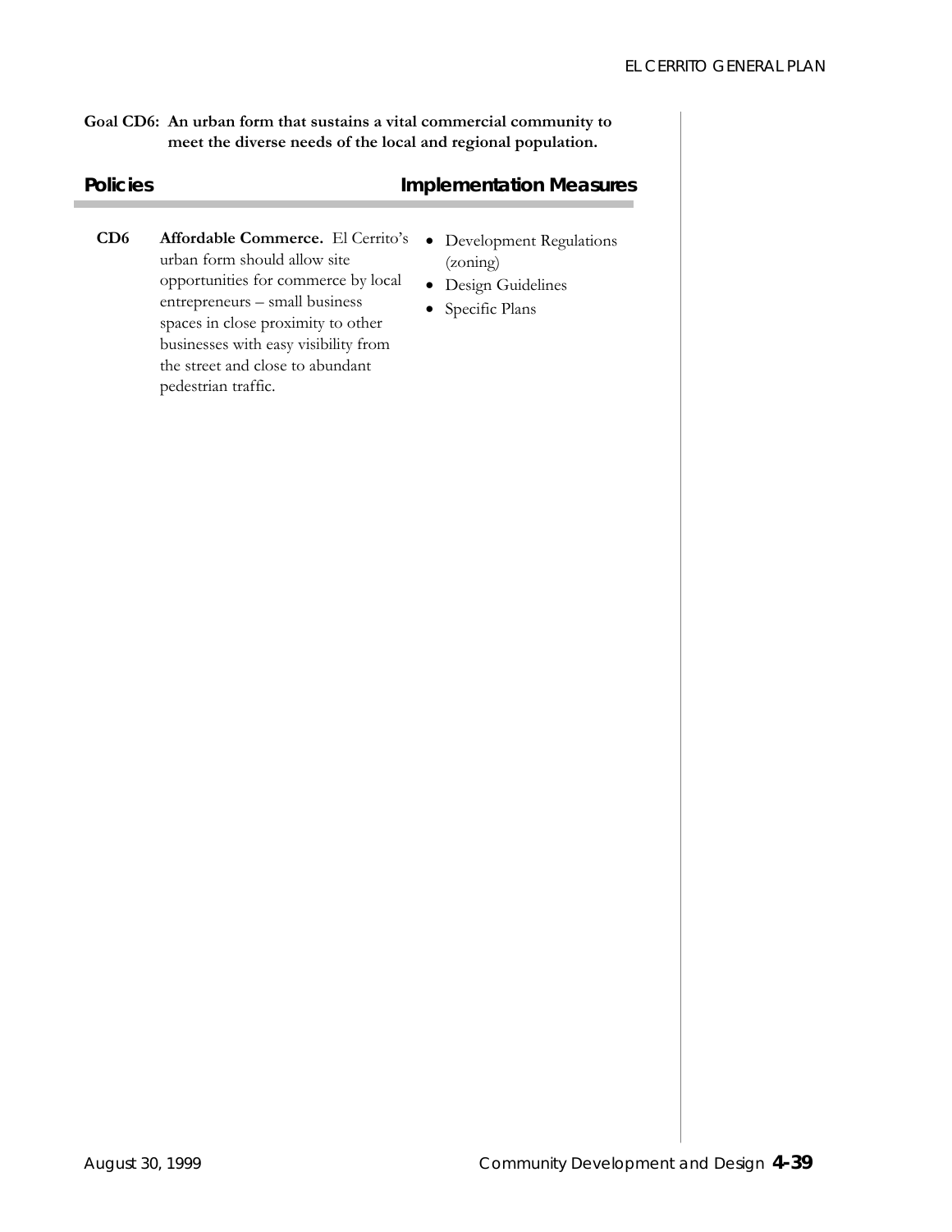**Goal CD6: An urban form that sustains a vital commercial community to meet the diverse needs of the local and regional population.**

| Policies | | Implementation Measures |
|---|---|---|
| **CD6** | **Affordable Commerce.** El Cerrito's urban form should allow site opportunities for commerce by local entrepreneurs – small business spaces in close proximity to other businesses with easy visibility from the street and close to abundant pedestrian traffic. | • Development Regulations (zoning)<br>• Design Guidelines<br>• Specific Plans |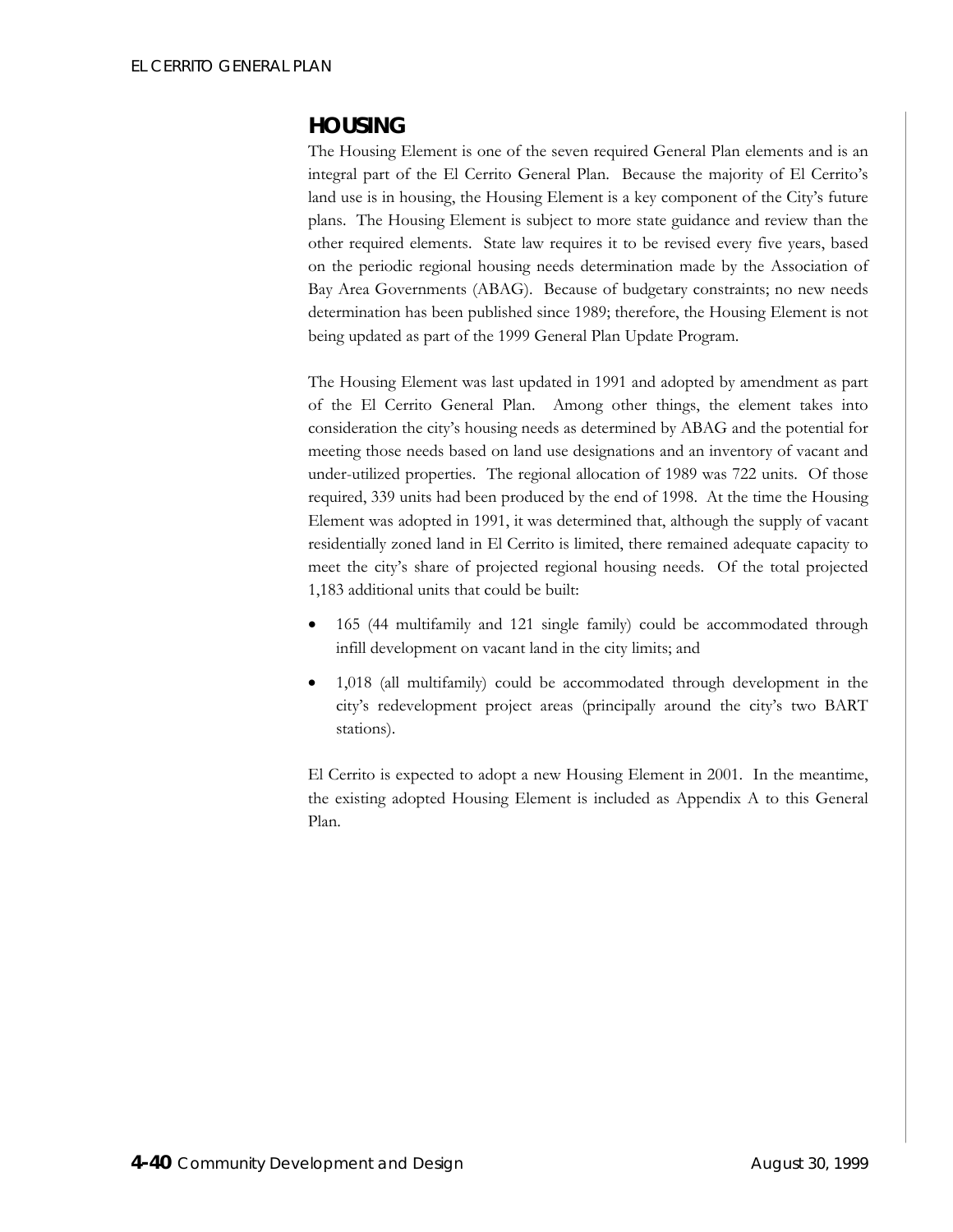## HOUSING

The Housing Element is one of the seven required General Plan elements and is an integral part of the El Cerrito General Plan. Because the majority of El Cerrito's land use is in housing, the Housing Element is a key component of the City's future plans. The Housing Element is subject to more state guidance and review than the other required elements. State law requires it to be revised every five years, based on the periodic regional housing needs determination made by the Association of Bay Area Governments (ABAG). Because of budgetary constraints; no new needs determination has been published since 1989; therefore, the Housing Element is not being updated as part of the 1999 General Plan Update Program.

The Housing Element was last updated in 1991 and adopted by amendment as part of the El Cerrito General Plan. Among other things, the element takes into consideration the city's housing needs as determined by ABAG and the potential for meeting those needs based on land use designations and an inventory of vacant and under-utilized properties. The regional allocation of 1989 was 722 units. Of those required, 339 units had been produced by the end of 1998. At the time the Housing Element was adopted in 1991, it was determined that, although the supply of vacant residentially zoned land in El Cerrito is limited, there remained adequate capacity to meet the city's share of projected regional housing needs. Of the total projected 1,183 additional units that could be built:

- 165 (44 multifamily and 121 single family) could be accommodated through infill development on vacant land in the city limits; and
- 1,018 (all multifamily) could be accommodated through development in the city's redevelopment project areas (principally around the city's two BART stations).

El Cerrito is expected to adopt a new Housing Element in 2001. In the meantime, the existing adopted Housing Element is included as Appendix A to this General Plan.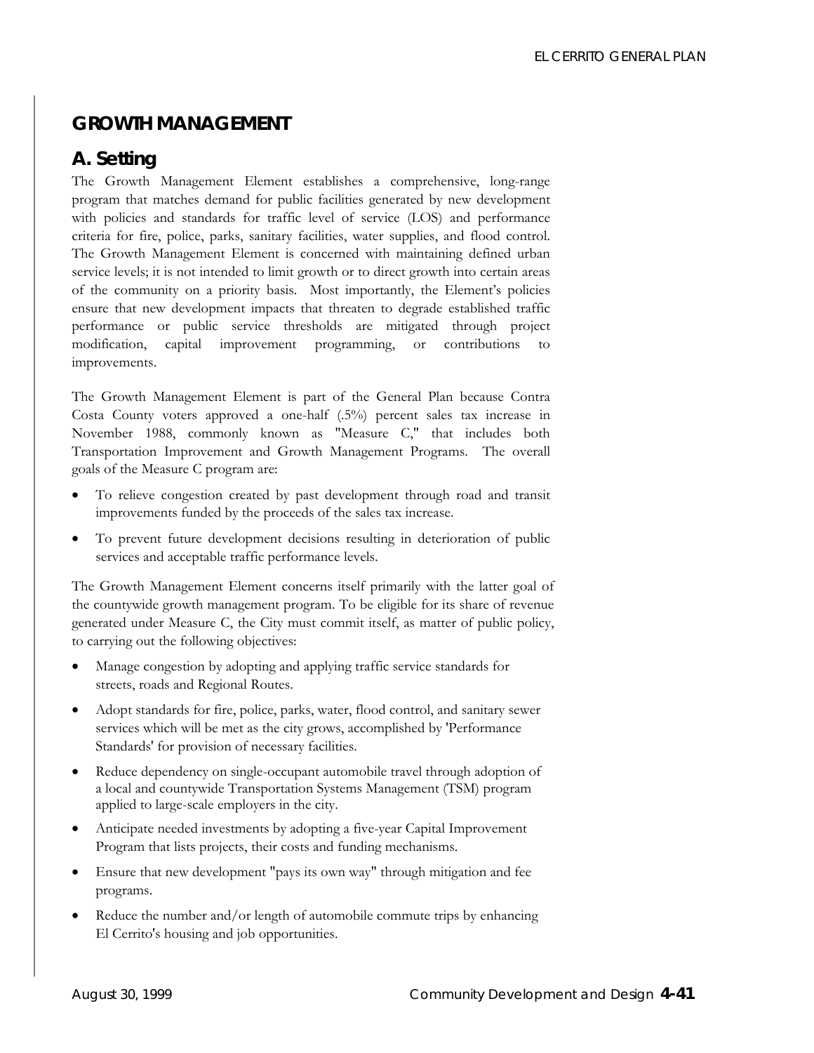# GROWTH MANAGEMENT

## A. Setting

The Growth Management Element establishes a comprehensive, long-range program that matches demand for public facilities generated by new development with policies and standards for traffic level of service (LOS) and performance criteria for fire, police, parks, sanitary facilities, water supplies, and flood control. The Growth Management Element is concerned with maintaining defined urban service levels; it is not intended to limit growth or to direct growth into certain areas of the community on a priority basis. Most importantly, the Element's policies ensure that new development impacts that threaten to degrade established traffic performance or public service thresholds are mitigated through project modification, capital improvement programming, or contributions to improvements.

The Growth Management Element is part of the General Plan because Contra Costa County voters approved a one-half (.5%) percent sales tax increase in November 1988, commonly known as "Measure C," that includes both Transportation Improvement and Growth Management Programs. The overall goals of the Measure C program are:

- To relieve congestion created by past development through road and transit improvements funded by the proceeds of the sales tax increase.
- To prevent future development decisions resulting in deterioration of public services and acceptable traffic performance levels.

The Growth Management Element concerns itself primarily with the latter goal of the countywide growth management program. To be eligible for its share of revenue generated under Measure C, the City must commit itself, as matter of public policy, to carrying out the following objectives:

- Manage congestion by adopting and applying traffic service standards for streets, roads and Regional Routes.
- Adopt standards for fire, police, parks, water, flood control, and sanitary sewer services which will be met as the city grows, accomplished by 'Performance Standards' for provision of necessary facilities.
- Reduce dependency on single-occupant automobile travel through adoption of a local and countywide Transportation Systems Management (TSM) program applied to large-scale employers in the city.
- Anticipate needed investments by adopting a five-year Capital Improvement Program that lists projects, their costs and funding mechanisms.
- Ensure that new development "pays its own way" through mitigation and fee programs.
- Reduce the number and/or length of automobile commute trips by enhancing El Cerrito's housing and job opportunities.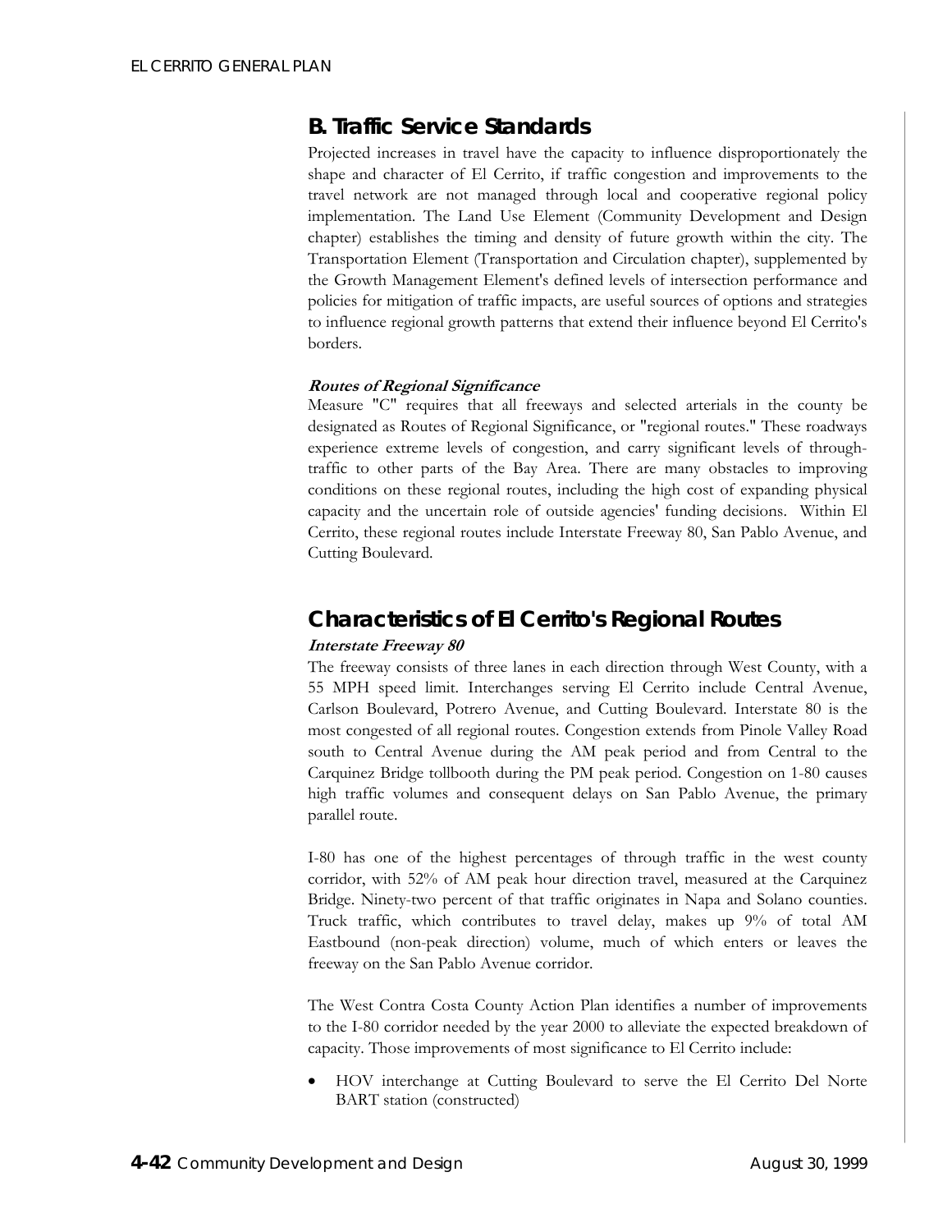## B. Traffic Service Standards

Projected increases in travel have the capacity to influence disproportionately the shape and character of El Cerrito, if traffic congestion and improvements to the travel network are not managed through local and cooperative regional policy implementation. The Land Use Element (Community Development and Design chapter) establishes the timing and density of future growth within the city. The Transportation Element (Transportation and Circulation chapter), supplemented by the Growth Management Element's defined levels of intersection performance and policies for mitigation of traffic impacts, are useful sources of options and strategies to influence regional growth patterns that extend their influence beyond El Cerrito's borders.

***Routes of Regional Significance***

Measure "C" requires that all freeways and selected arterials in the county be designated as Routes of Regional Significance, or "regional routes." These roadways experience extreme levels of congestion, and carry significant levels of through-traffic to other parts of the Bay Area. There are many obstacles to improving conditions on these regional routes, including the high cost of expanding physical capacity and the uncertain role of outside agencies' funding decisions. Within El Cerrito, these regional routes include Interstate Freeway 80, San Pablo Avenue, and Cutting Boulevard.

## Characteristics of El Cerrito's Regional Routes

***Interstate Freeway 80***

The freeway consists of three lanes in each direction through West County, with a 55 MPH speed limit. Interchanges serving El Cerrito include Central Avenue, Carlson Boulevard, Potrero Avenue, and Cutting Boulevard. Interstate 80 is the most congested of all regional routes. Congestion extends from Pinole Valley Road south to Central Avenue during the AM peak period and from Central to the Carquinez Bridge tollbooth during the PM peak period. Congestion on 1-80 causes high traffic volumes and consequent delays on San Pablo Avenue, the primary parallel route.

I-80 has one of the highest percentages of through traffic in the west county corridor, with 52% of AM peak hour direction travel, measured at the Carquinez Bridge. Ninety-two percent of that traffic originates in Napa and Solano counties. Truck traffic, which contributes to travel delay, makes up 9% of total AM Eastbound (non-peak direction) volume, much of which enters or leaves the freeway on the San Pablo Avenue corridor.

The West Contra Costa County Action Plan identifies a number of improvements to the I-80 corridor needed by the year 2000 to alleviate the expected breakdown of capacity. Those improvements of most significance to El Cerrito include:

- HOV interchange at Cutting Boulevard to serve the El Cerrito Del Norte BART station (constructed)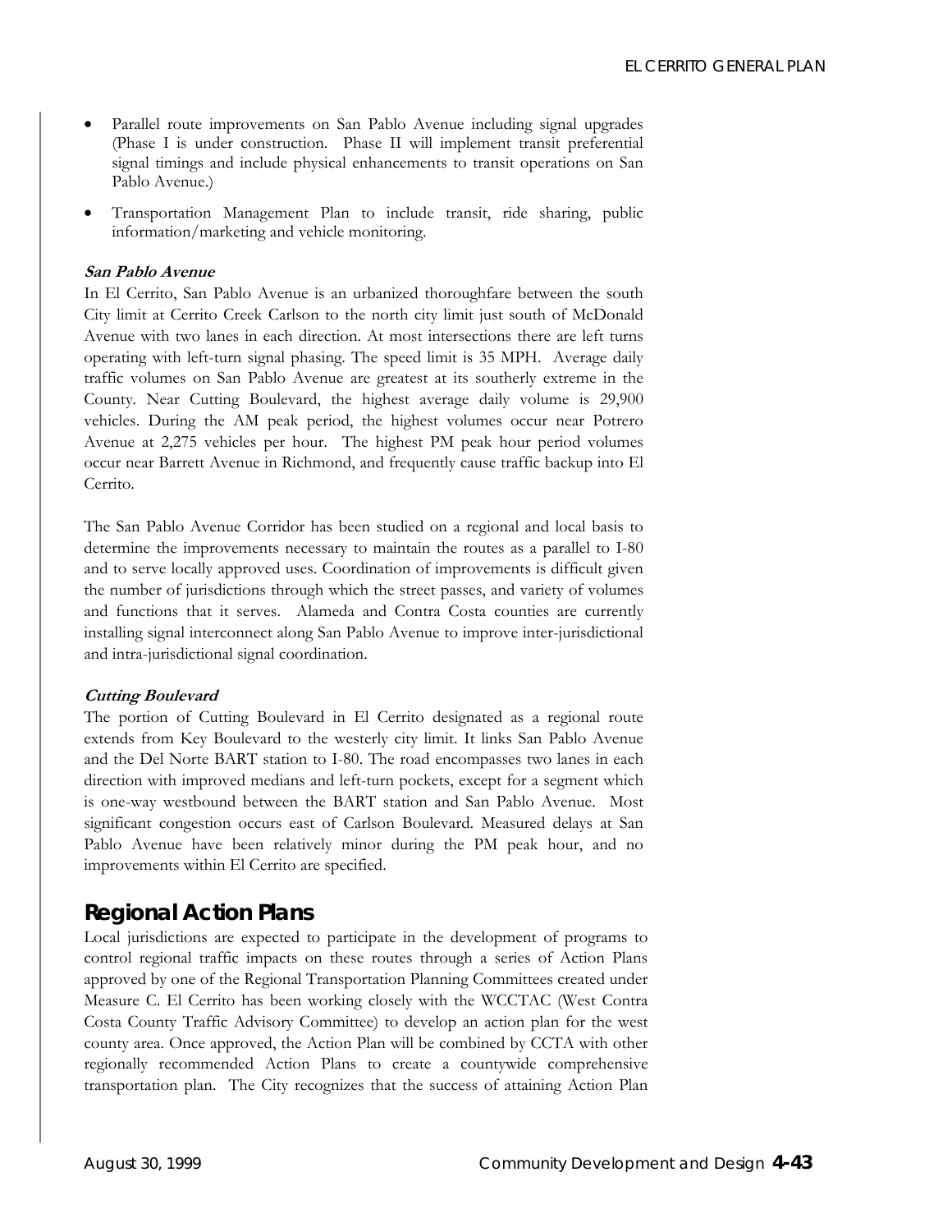- Parallel route improvements on San Pablo Avenue including signal upgrades (Phase I is under construction. Phase II will implement transit preferential signal timings and include physical enhancements to transit operations on San Pablo Avenue.)
- Transportation Management Plan to include transit, ride sharing, public information/marketing and vehicle monitoring.

***San Pablo Avenue***

In El Cerrito, San Pablo Avenue is an urbanized thoroughfare between the south City limit at Cerrito Creek Carlson to the north city limit just south of McDonald Avenue with two lanes in each direction. At most intersections there are left turns operating with left-turn signal phasing. The speed limit is 35 MPH. Average daily traffic volumes on San Pablo Avenue are greatest at its southerly extreme in the County. Near Cutting Boulevard, the highest average daily volume is 29,900 vehicles. During the AM peak period, the highest volumes occur near Potrero Avenue at 2,275 vehicles per hour. The highest PM peak hour period volumes occur near Barrett Avenue in Richmond, and frequently cause traffic backup into El Cerrito.

The San Pablo Avenue Corridor has been studied on a regional and local basis to determine the improvements necessary to maintain the routes as a parallel to I-80 and to serve locally approved uses. Coordination of improvements is difficult given the number of jurisdictions through which the street passes, and variety of volumes and functions that it serves. Alameda and Contra Costa counties are currently installing signal interconnect along San Pablo Avenue to improve inter-jurisdictional and intra-jurisdictional signal coordination.

***Cutting Boulevard***

The portion of Cutting Boulevard in El Cerrito designated as a regional route extends from Key Boulevard to the westerly city limit. It links San Pablo Avenue and the Del Norte BART station to I-80. The road encompasses two lanes in each direction with improved medians and left-turn pockets, except for a segment which is one-way westbound between the BART station and San Pablo Avenue. Most significant congestion occurs east of Carlson Boulevard. Measured delays at San Pablo Avenue have been relatively minor during the PM peak hour, and no improvements within El Cerrito are specified.

## Regional Action Plans

Local jurisdictions are expected to participate in the development of programs to control regional traffic impacts on these routes through a series of Action Plans approved by one of the Regional Transportation Planning Committees created under Measure C. El Cerrito has been working closely with the WCCTAC (West Contra Costa County Traffic Advisory Committee) to develop an action plan for the west county area. Once approved, the Action Plan will be combined by CCTA with other regionally recommended Action Plans to create a countywide comprehensive transportation plan. The City recognizes that the success of attaining Action Plan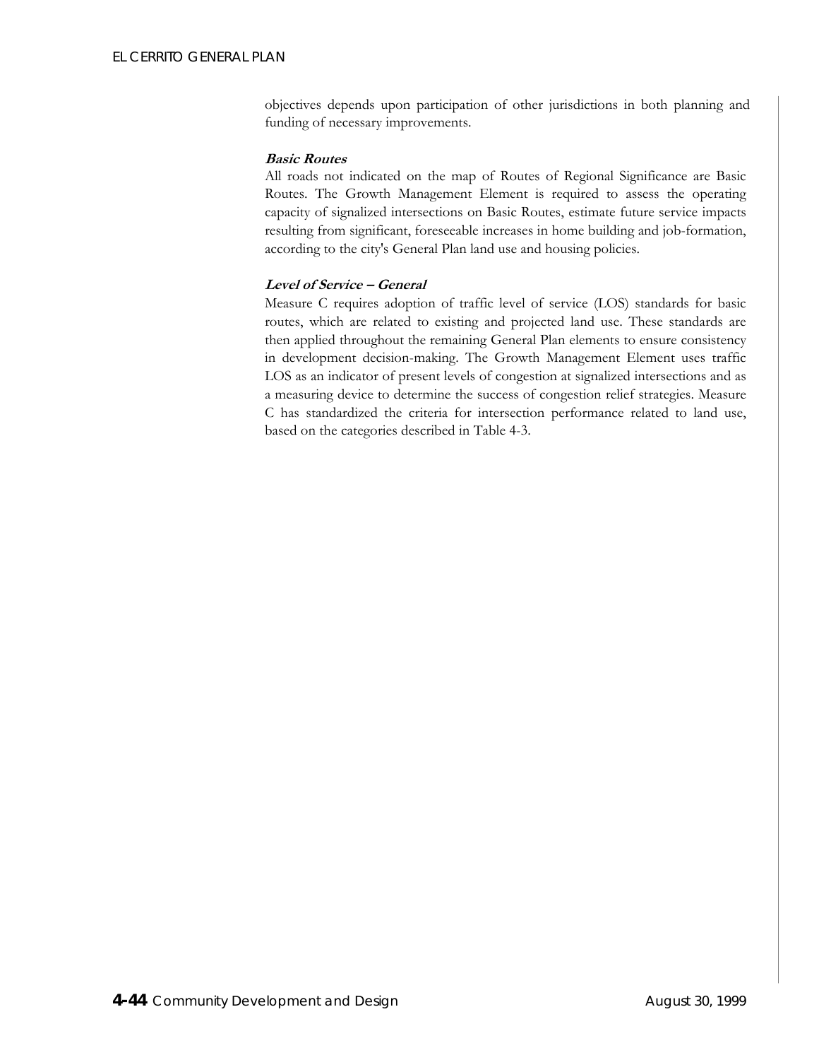objectives depends upon participation of other jurisdictions in both planning and funding of necessary improvements.

***Basic Routes***

All roads not indicated on the map of Routes of Regional Significance are Basic Routes. The Growth Management Element is required to assess the operating capacity of signalized intersections on Basic Routes, estimate future service impacts resulting from significant, foreseeable increases in home building and job-formation, according to the city's General Plan land use and housing policies.

***Level of Service – General***

Measure C requires adoption of traffic level of service (LOS) standards for basic routes, which are related to existing and projected land use. These standards are then applied throughout the remaining General Plan elements to ensure consistency in development decision-making. The Growth Management Element uses traffic LOS as an indicator of present levels of congestion at signalized intersections and as a measuring device to determine the success of congestion relief strategies. Measure C has standardized the criteria for intersection performance related to land use, based on the categories described in Table 4-3.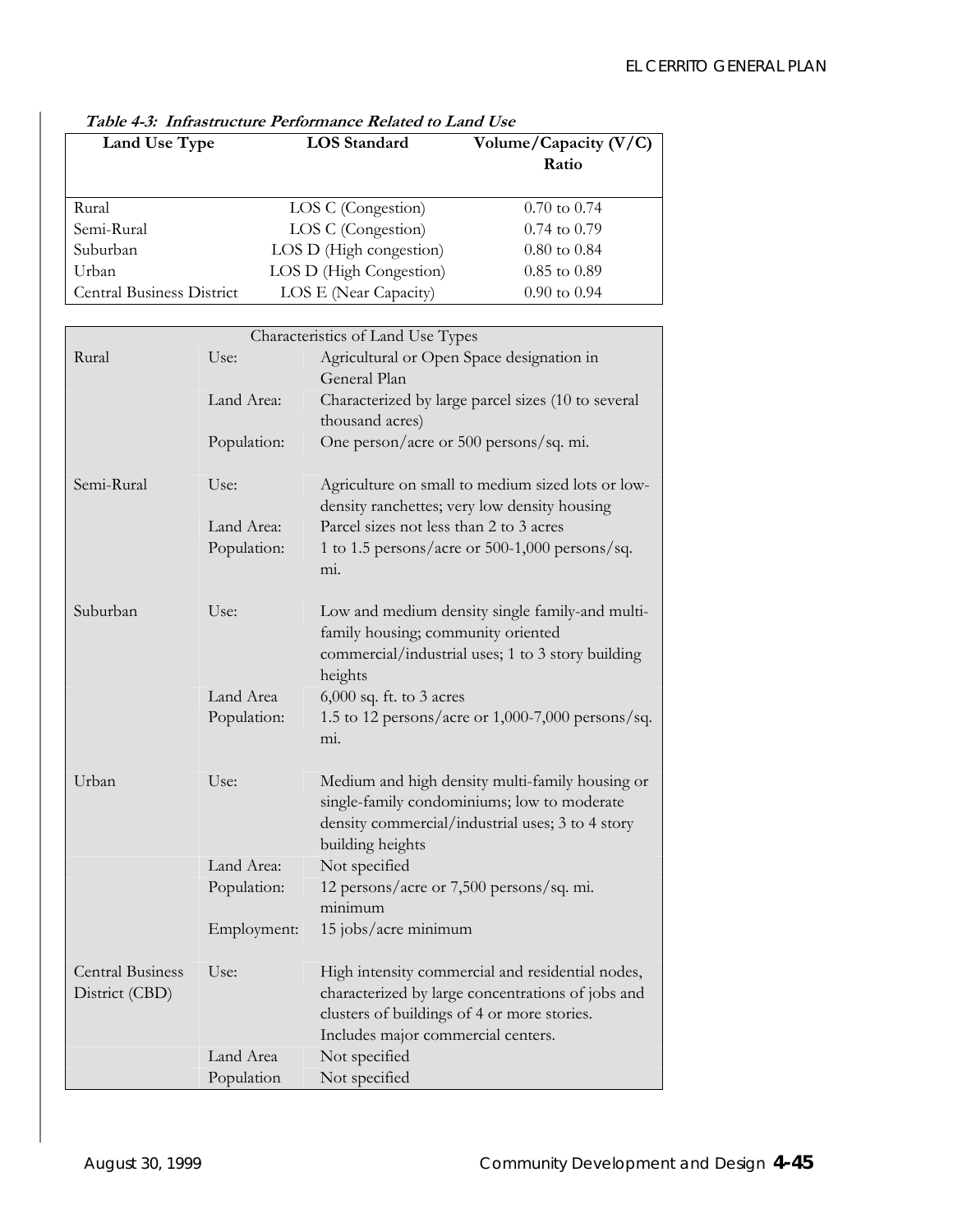**Table 4-3: Infrastructure Performance Related to Land Use**

| Land Use Type | LOS Standard | Volume/Capacity (V/C) Ratio |
|---|---|---|
| Rural | LOS C (Congestion) | 0.70 to 0.74 |
| Semi-Rural | LOS C (Congestion) | 0.74 to 0.79 |
| Suburban | LOS D (High congestion) | 0.80 to 0.84 |
| Urban | LOS D (High Congestion) | 0.85 to 0.89 |
| Central Business District | LOS E (Near Capacity) | 0.90 to 0.94 |

| Characteristics of Land Use Types | | |
|---|---|---|
| Rural | Use: | Agricultural or Open Space designation in General Plan |
| | Land Area: | Characterized by large parcel sizes (10 to several thousand acres) |
| | Population: | One person/acre or 500 persons/sq. mi. |
| Semi-Rural | Use: | Agriculture on small to medium sized lots or low-density ranchettes; very low density housing |
| | Land Area: | Parcel sizes not less than 2 to 3 acres |
| | Population: | 1 to 1.5 persons/acre or 500-1,000 persons/sq. mi. |
| Suburban | Use: | Low and medium density single family-and multi-family housing; community oriented commercial/industrial uses; 1 to 3 story building heights |
| | Land Area | 6,000 sq. ft. to 3 acres |
| | Population: | 1.5 to 12 persons/acre or 1,000-7,000 persons/sq. mi. |
| Urban | Use: | Medium and high density multi-family housing or single-family condominiums; low to moderate density commercial/industrial uses; 3 to 4 story building heights |
| | Land Area: | Not specified |
| | Population: | 12 persons/acre or 7,500 persons/sq. mi. minimum |
| | Employment: | 15 jobs/acre minimum |
| Central Business District (CBD) | Use: | High intensity commercial and residential nodes, characterized by large concentrations of jobs and clusters of buildings of 4 or more stories. Includes major commercial centers. |
| | Land Area | Not specified |
| | Population | Not specified |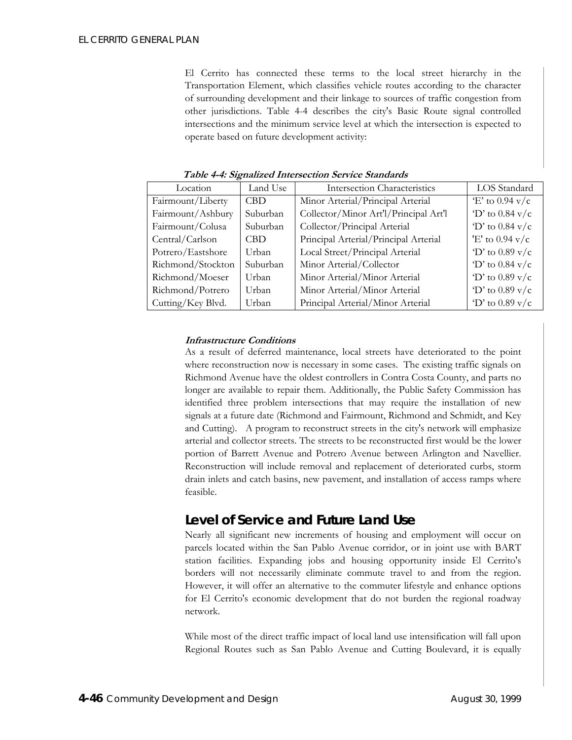El Cerrito has connected these terms to the local street hierarchy in the Transportation Element, which classifies vehicle routes according to the character of surrounding development and their linkage to sources of traffic congestion from other jurisdictions. Table 4-4 describes the city's Basic Route signal controlled intersections and the minimum service level at which the intersection is expected to operate based on future development activity:

***Table 4-4: Signalized Intersection Service Standards***

| Location | Land Use | Intersection Characteristics | LOS Standard |
|---|---|---|---|
| Fairmount/Liberty | CBD | Minor Arterial/Principal Arterial | 'E' to 0.94 v/c |
| Fairmount/Ashbury | Suburban | Collector/Minor Art'l/Principal Art'l | 'D' to 0.84 v/c |
| Fairmount/Colusa | Suburban | Collector/Principal Arterial | 'D' to 0.84 v/c |
| Central/Carlson | CBD | Principal Arterial/Principal Arterial | 'E' to 0.94 v/c |
| Potrero/Eastshore | Urban | Local Street/Principal Arterial | 'D' to 0.89 v/c |
| Richmond/Stockton | Suburban | Minor Arterial/Collector | 'D' to 0.84 v/c |
| Richmond/Moeser | Urban | Minor Arterial/Minor Arterial | 'D' to 0.89 v/c |
| Richmond/Potrero | Urban | Minor Arterial/Minor Arterial | 'D' to 0.89 v/c |
| Cutting/Key Blvd. | Urban | Principal Arterial/Minor Arterial | 'D' to 0.89 v/c |

***Infrastructure Conditions***

As a result of deferred maintenance, local streets have deteriorated to the point where reconstruction now is necessary in some cases. The existing traffic signals on Richmond Avenue have the oldest controllers in Contra Costa County, and parts no longer are available to repair them. Additionally, the Public Safety Commission has identified three problem intersections that may require the installation of new signals at a future date (Richmond and Fairmount, Richmond and Schmidt, and Key and Cutting). A program to reconstruct streets in the city's network will emphasize arterial and collector streets. The streets to be reconstructed first would be the lower portion of Barrett Avenue and Potrero Avenue between Arlington and Navellier. Reconstruction will include removal and replacement of deteriorated curbs, storm drain inlets and catch basins, new pavement, and installation of access ramps where feasible.

## Level of Service and Future Land Use

Nearly all significant new increments of housing and employment will occur on parcels located within the San Pablo Avenue corridor, or in joint use with BART station facilities. Expanding jobs and housing opportunity inside El Cerrito's borders will not necessarily eliminate commute travel to and from the region. However, it will offer an alternative to the commuter lifestyle and enhance options for El Cerrito's economic development that do not burden the regional roadway network.

While most of the direct traffic impact of local land use intensification will fall upon Regional Routes such as San Pablo Avenue and Cutting Boulevard, it is equally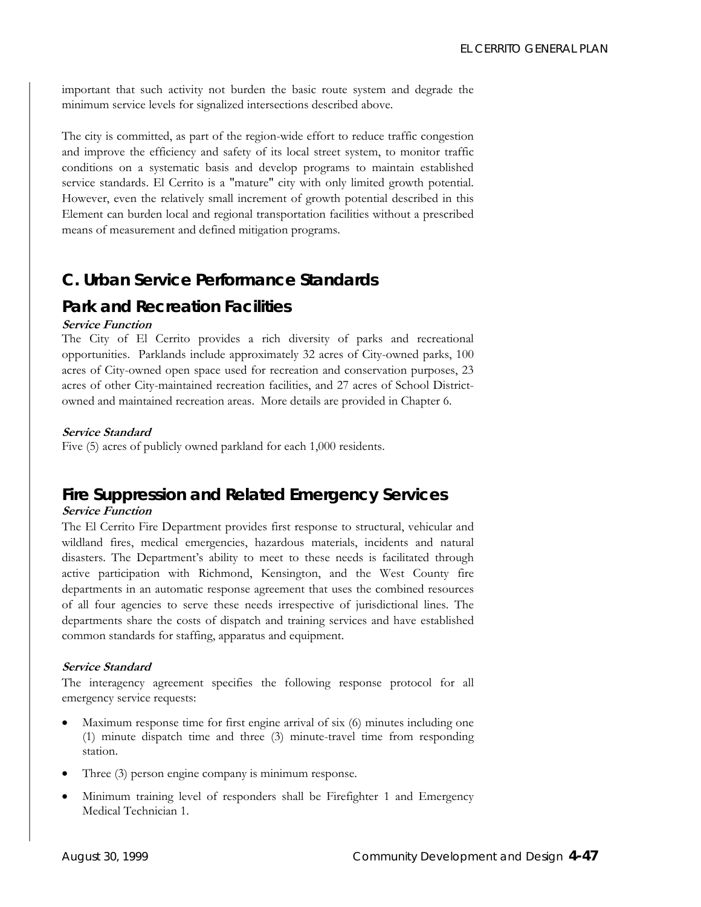important that such activity not burden the basic route system and degrade the minimum service levels for signalized intersections described above.

The city is committed, as part of the region-wide effort to reduce traffic congestion and improve the efficiency and safety of its local street system, to monitor traffic conditions on a systematic basis and develop programs to maintain established service standards. El Cerrito is a "mature" city with only limited growth potential. However, even the relatively small increment of growth potential described in this Element can burden local and regional transportation facilities without a prescribed means of measurement and defined mitigation programs.

## C. Urban Service Performance Standards

## Park and Recreation Facilities

***Service Function***

The City of El Cerrito provides a rich diversity of parks and recreational opportunities. Parklands include approximately 32 acres of City-owned parks, 100 acres of City-owned open space used for recreation and conservation purposes, 23 acres of other City-maintained recreation facilities, and 27 acres of School District-owned and maintained recreation areas. More details are provided in Chapter 6.

***Service Standard***

Five (5) acres of publicly owned parkland for each 1,000 residents.

## Fire Suppression and Related Emergency Services

***Service Function***

The El Cerrito Fire Department provides first response to structural, vehicular and wildland fires, medical emergencies, hazardous materials, incidents and natural disasters. The Department's ability to meet to these needs is facilitated through active participation with Richmond, Kensington, and the West County fire departments in an automatic response agreement that uses the combined resources of all four agencies to serve these needs irrespective of jurisdictional lines. The departments share the costs of dispatch and training services and have established common standards for staffing, apparatus and equipment.

***Service Standard***

The interagency agreement specifies the following response protocol for all emergency service requests:

- Maximum response time for first engine arrival of six (6) minutes including one (1) minute dispatch time and three (3) minute-travel time from responding station.
- Three (3) person engine company is minimum response.
- Minimum training level of responders shall be Firefighter 1 and Emergency Medical Technician 1.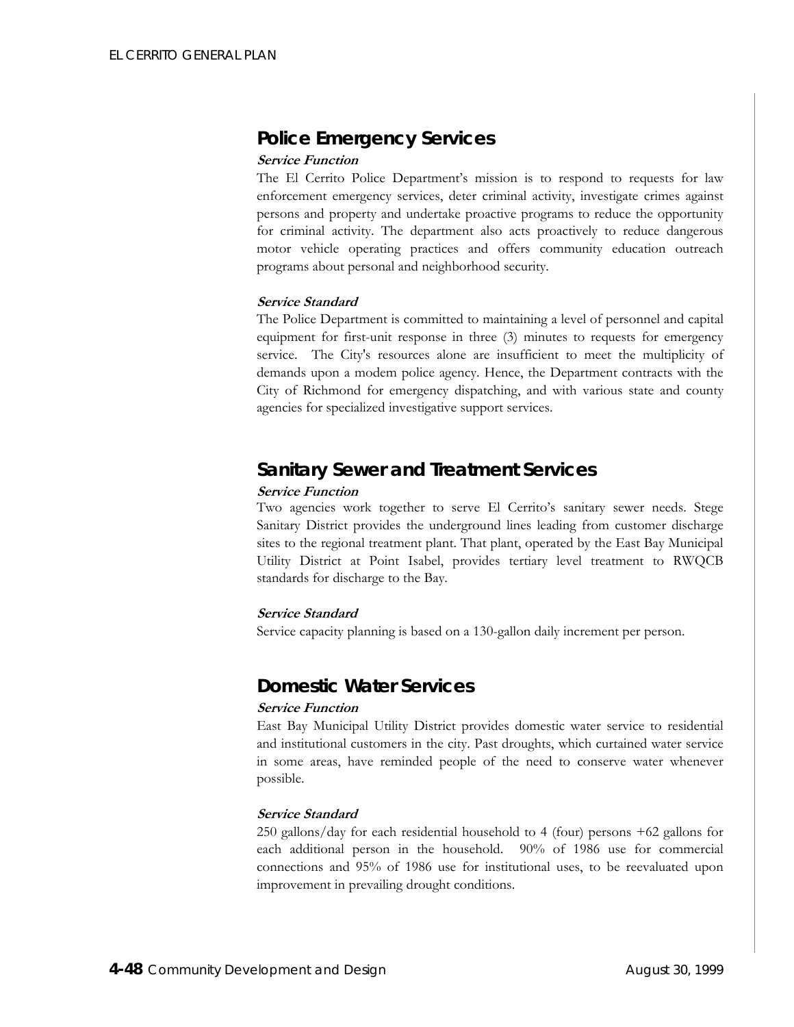## Police Emergency Services

***Service Function***

The El Cerrito Police Department's mission is to respond to requests for law enforcement emergency services, deter criminal activity, investigate crimes against persons and property and undertake proactive programs to reduce the opportunity for criminal activity. The department also acts proactively to reduce dangerous motor vehicle operating practices and offers community education outreach programs about personal and neighborhood security.

***Service Standard***

The Police Department is committed to maintaining a level of personnel and capital equipment for first-unit response in three (3) minutes to requests for emergency service. The City's resources alone are insufficient to meet the multiplicity of demands upon a modem police agency. Hence, the Department contracts with the City of Richmond for emergency dispatching, and with various state and county agencies for specialized investigative support services.

## Sanitary Sewer and Treatment Services

***Service Function***

Two agencies work together to serve El Cerrito's sanitary sewer needs. Stege Sanitary District provides the underground lines leading from customer discharge sites to the regional treatment plant. That plant, operated by the East Bay Municipal Utility District at Point Isabel, provides tertiary level treatment to RWQCB standards for discharge to the Bay.

***Service Standard***

Service capacity planning is based on a 130-gallon daily increment per person.

## Domestic Water Services

***Service Function***

East Bay Municipal Utility District provides domestic water service to residential and institutional customers in the city. Past droughts, which curtained water service in some areas, have reminded people of the need to conserve water whenever possible.

***Service Standard***

250 gallons/day for each residential household to 4 (four) persons +62 gallons for each additional person in the household. 90% of 1986 use for commercial connections and 95% of 1986 use for institutional uses, to be reevaluated upon improvement in prevailing drought conditions.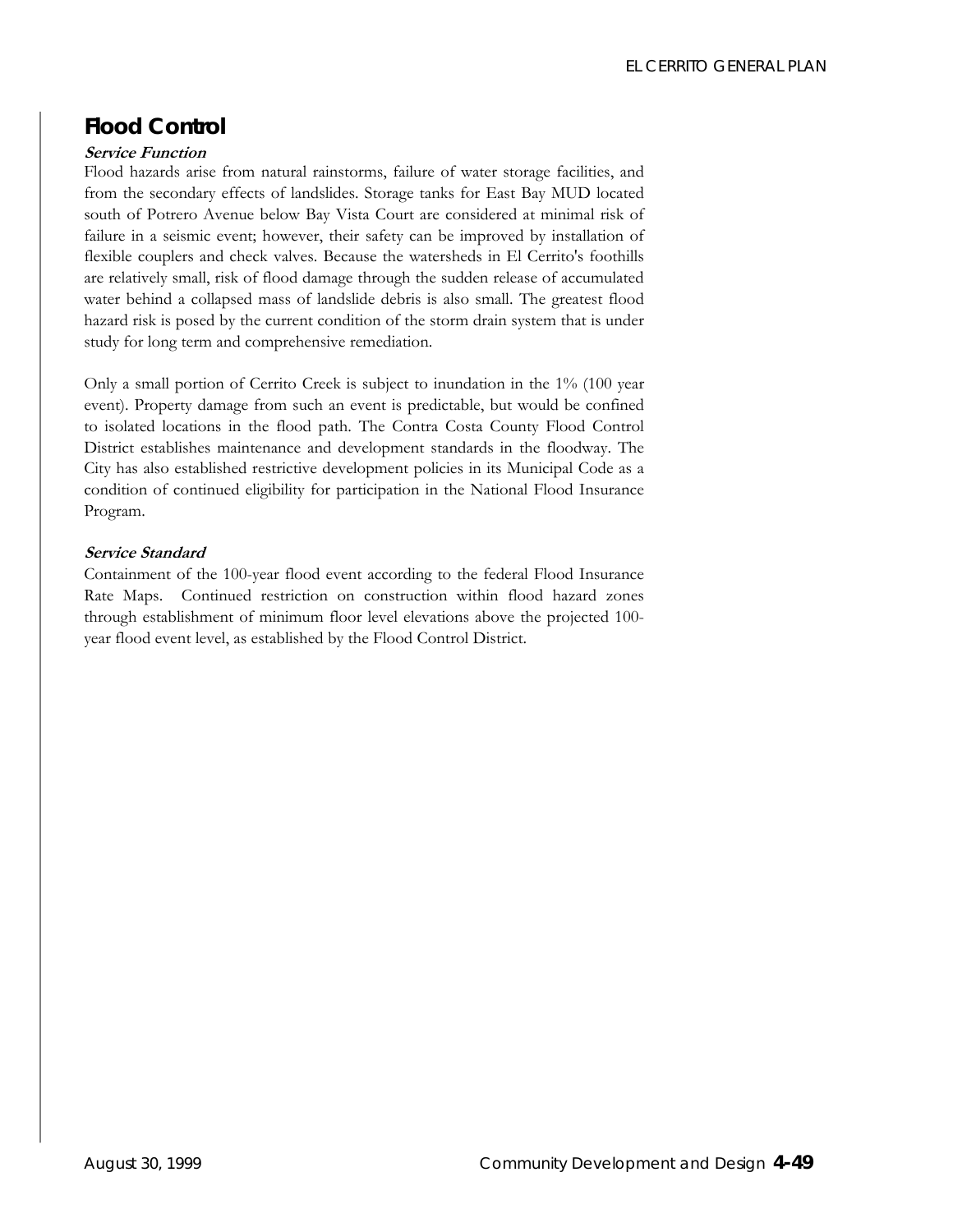## Flood Control

***Service Function***

Flood hazards arise from natural rainstorms, failure of water storage facilities, and from the secondary effects of landslides. Storage tanks for East Bay MUD located south of Potrero Avenue below Bay Vista Court are considered at minimal risk of failure in a seismic event; however, their safety can be improved by installation of flexible couplers and check valves. Because the watersheds in El Cerrito's foothills are relatively small, risk of flood damage through the sudden release of accumulated water behind a collapsed mass of landslide debris is also small. The greatest flood hazard risk is posed by the current condition of the storm drain system that is under study for long term and comprehensive remediation.

Only a small portion of Cerrito Creek is subject to inundation in the 1% (100 year event). Property damage from such an event is predictable, but would be confined to isolated locations in the flood path. The Contra Costa County Flood Control District establishes maintenance and development standards in the floodway. The City has also established restrictive development policies in its Municipal Code as a condition of continued eligibility for participation in the National Flood Insurance Program.

***Service Standard***

Containment of the 100-year flood event according to the federal Flood Insurance Rate Maps. Continued restriction on construction within flood hazard zones through establishment of minimum floor level elevations above the projected 100-year flood event level, as established by the Flood Control District.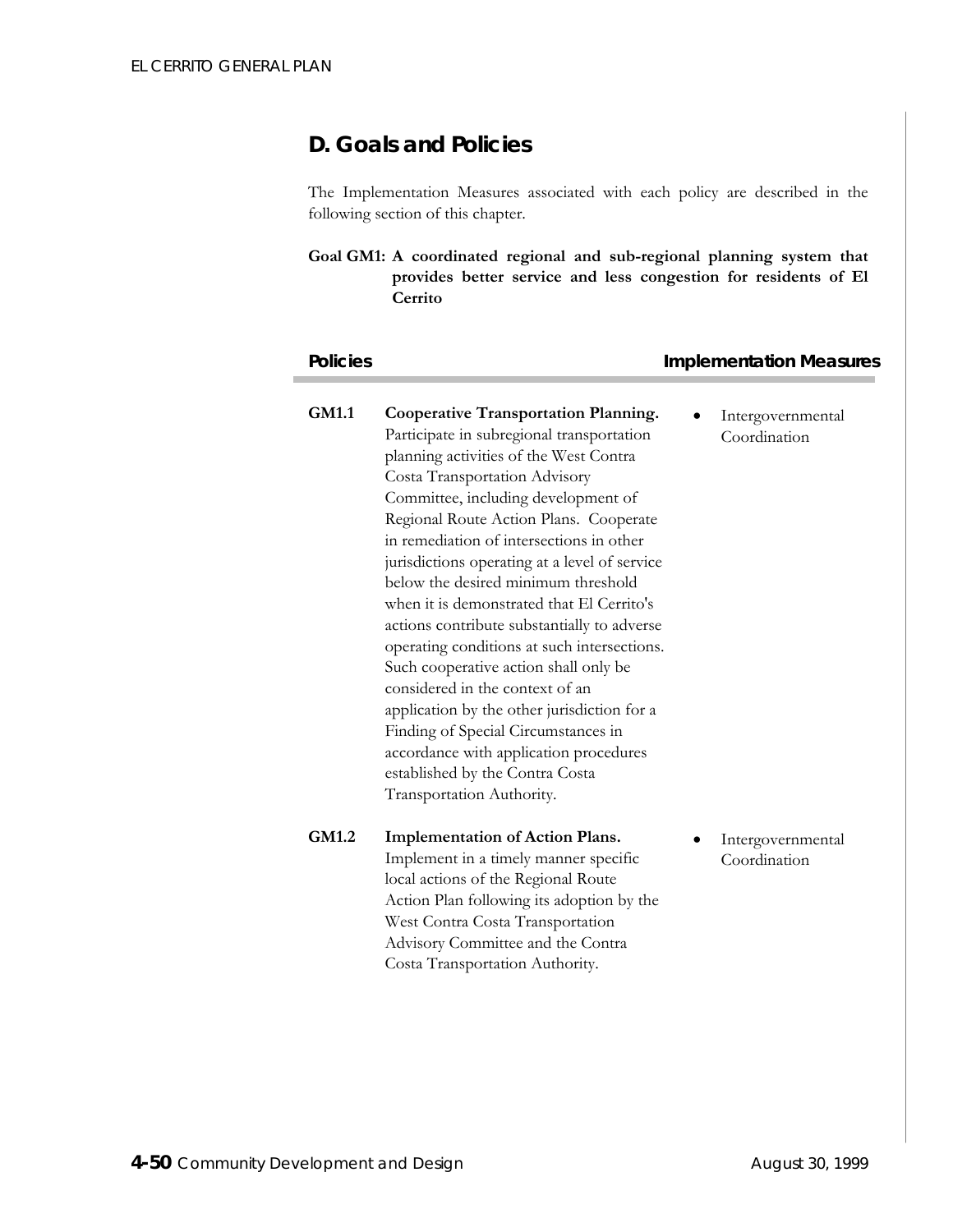## D. Goals and Policies

The Implementation Measures associated with each policy are described in the following section of this chapter.

**Goal GM1: A coordinated regional and sub-regional planning system that provides better service and less congestion for residents of El Cerrito**

| Policies | | Implementation Measures |
|---|---|---|
| **GM1.1** | **Cooperative Transportation Planning.** Participate in subregional transportation planning activities of the West Contra Costa Transportation Advisory Committee, including development of Regional Route Action Plans. Cooperate in remediation of intersections in other jurisdictions operating at a level of service below the desired minimum threshold when it is demonstrated that El Cerrito's actions contribute substantially to adverse operating conditions at such intersections. Such cooperative action shall only be considered in the context of an application by the other jurisdiction for a Finding of Special Circumstances in accordance with application procedures established by the Contra Costa Transportation Authority. | • Intergovernmental Coordination |
| **GM1.2** | **Implementation of Action Plans.** Implement in a timely manner specific local actions of the Regional Route Action Plan following its adoption by the West Contra Costa Transportation Advisory Committee and the Contra Costa Transportation Authority. | • Intergovernmental Coordination |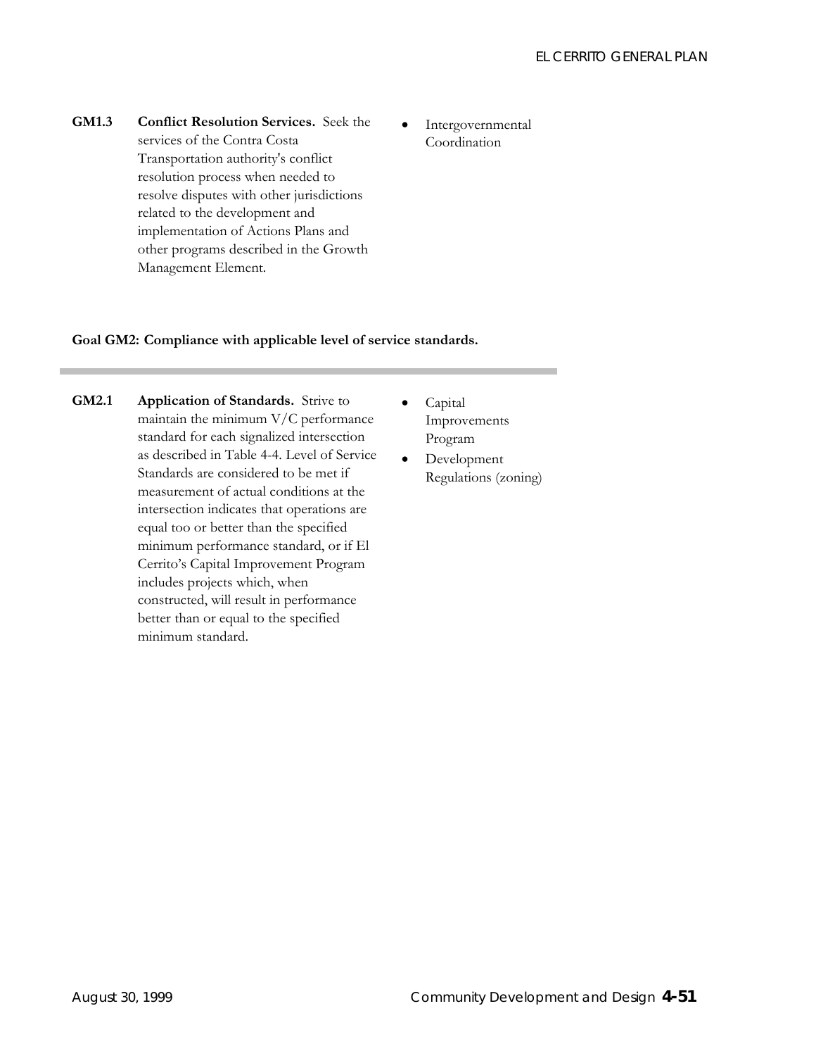**GM1.3** **Conflict Resolution Services.** Seek the services of the Contra Costa Transportation authority's conflict resolution process when needed to resolve disputes with other jurisdictions related to the development and implementation of Actions Plans and other programs described in the Growth Management Element.

- Intergovernmental Coordination

**Goal GM2: Compliance with applicable level of service standards.**

---

**GM2.1** **Application of Standards.** Strive to maintain the minimum V/C performance standard for each signalized intersection as described in Table 4-4. Level of Service Standards are considered to be met if measurement of actual conditions at the intersection indicates that operations are equal too or better than the specified minimum performance standard, or if El Cerrito's Capital Improvement Program includes projects which, when constructed, will result in performance better than or equal to the specified minimum standard.

- Capital Improvements Program
- Development Regulations (zoning)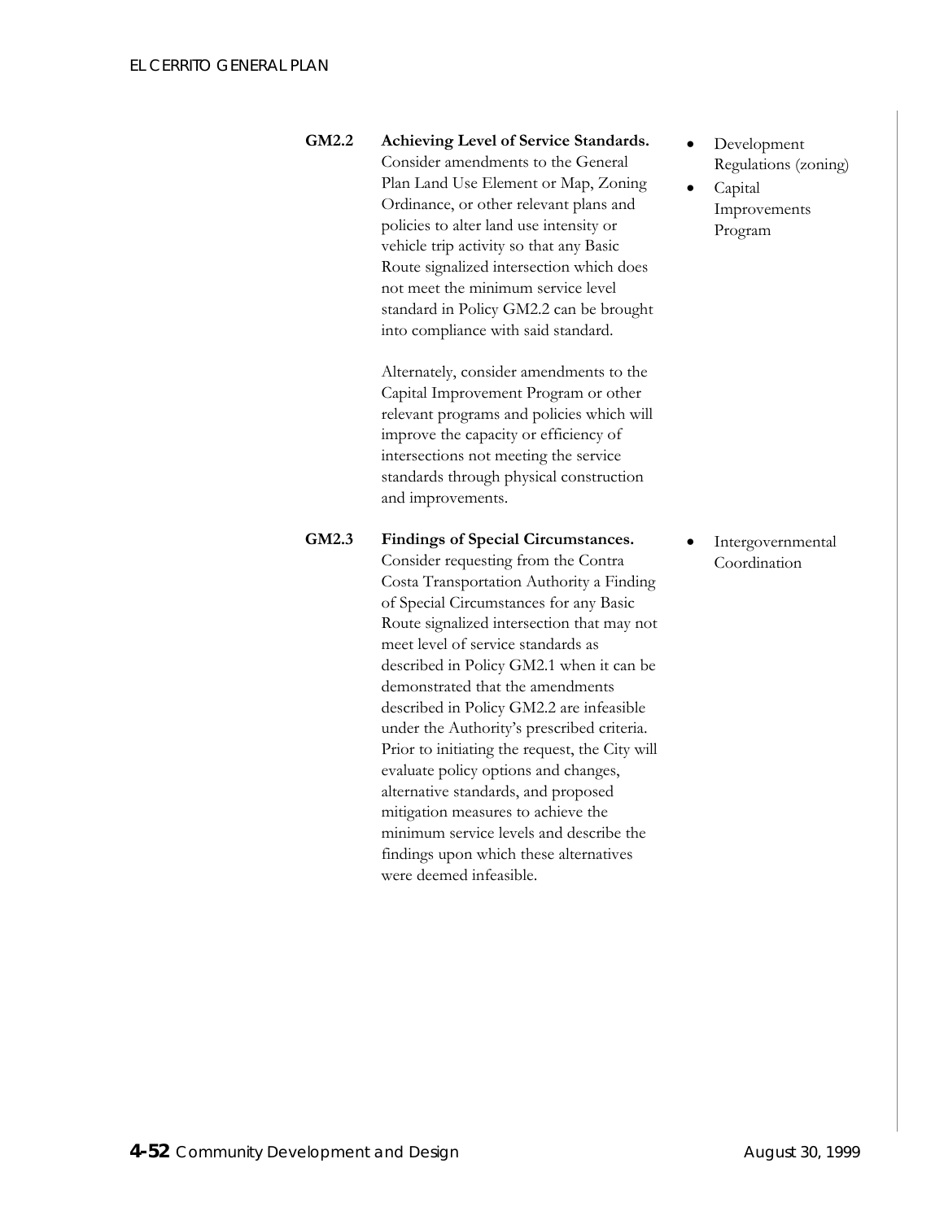**GM2.2 Achieving Level of Service Standards.** Consider amendments to the General Plan Land Use Element or Map, Zoning Ordinance, or other relevant plans and policies to alter land use intensity or vehicle trip activity so that any Basic Route signalized intersection which does not meet the minimum service level standard in Policy GM2.2 can be brought into compliance with said standard.

Alternately, consider amendments to the Capital Improvement Program or other relevant programs and policies which will improve the capacity or efficiency of intersections not meeting the service standards through physical construction and improvements.

- Development Regulations (zoning)
- Capital Improvements Program

**GM2.3 Findings of Special Circumstances.** Consider requesting from the Contra Costa Transportation Authority a Finding of Special Circumstances for any Basic Route signalized intersection that may not meet level of service standards as described in Policy GM2.1 when it can be demonstrated that the amendments described in Policy GM2.2 are infeasible under the Authority's prescribed criteria. Prior to initiating the request, the City will evaluate policy options and changes, alternative standards, and proposed mitigation measures to achieve the minimum service levels and describe the findings upon which these alternatives were deemed infeasible.

- Intergovernmental Coordination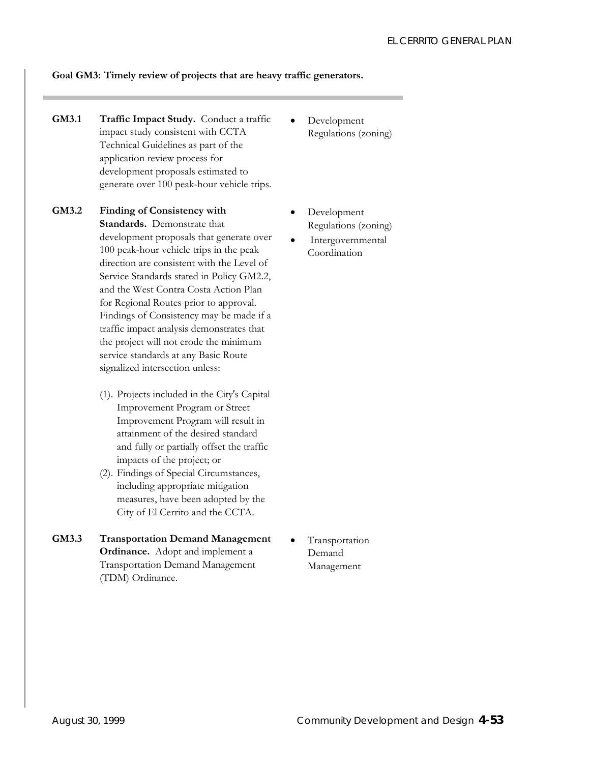**Goal GM3: Timely review of projects that are heavy traffic generators.**

| | Policy | Implementation |
|---|---|---|
| **GM3.1** | **Traffic Impact Study.** Conduct a traffic impact study consistent with CCTA Technical Guidelines as part of the application review process for development proposals estimated to generate over 100 peak-hour vehicle trips. | • Development Regulations (zoning) |
| **GM3.2** | **Finding of Consistency with Standards.** Demonstrate that development proposals that generate over 100 peak-hour vehicle trips in the peak direction are consistent with the Level of Service Standards stated in Policy GM2.2, and the West Contra Costa Action Plan for Regional Routes prior to approval. Findings of Consistency may be made if a traffic impact analysis demonstrates that the project will not erode the minimum service standards at any Basic Route signalized intersection unless: (1). Projects included in the City's Capital Improvement Program or Street Improvement Program will result in attainment of the desired standard and fully or partially offset the traffic impacts of the project; or (2). Findings of Special Circumstances, including appropriate mitigation measures, have been adopted by the City of El Cerrito and the CCTA. | • Development Regulations (zoning) • Intergovernmental Coordination |
| **GM3.3** | **Transportation Demand Management Ordinance.** Adopt and implement a Transportation Demand Management (TDM) Ordinance. | • Transportation Demand Management |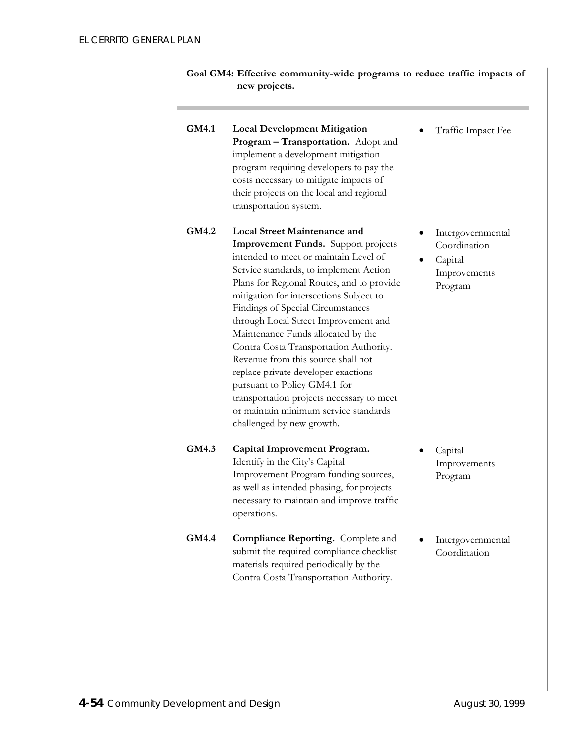**Goal GM4: Effective community-wide programs to reduce traffic impacts of new projects.**

| Policy | Description | Implementation |
| --- | --- | --- |
| **GM4.1** | **Local Development Mitigation Program – Transportation.** Adopt and implement a development mitigation program requiring developers to pay the costs necessary to mitigate impacts of their projects on the local and regional transportation system. | • Traffic Impact Fee |
| **GM4.2** | **Local Street Maintenance and Improvement Funds.** Support projects intended to meet or maintain Level of Service standards, to implement Action Plans for Regional Routes, and to provide mitigation for intersections Subject to Findings of Special Circumstances through Local Street Improvement and Maintenance Funds allocated by the Contra Costa Transportation Authority. Revenue from this source shall not replace private developer exactions pursuant to Policy GM4.1 for transportation projects necessary to meet or maintain minimum service standards challenged by new growth. | • Intergovernmental Coordination<br>• Capital Improvements Program |
| **GM4.3** | **Capital Improvement Program.** Identify in the City's Capital Improvement Program funding sources, as well as intended phasing, for projects necessary to maintain and improve traffic operations. | • Capital Improvements Program |
| **GM4.4** | **Compliance Reporting.** Complete and submit the required compliance checklist materials required periodically by the Contra Costa Transportation Authority. | • Intergovernmental Coordination |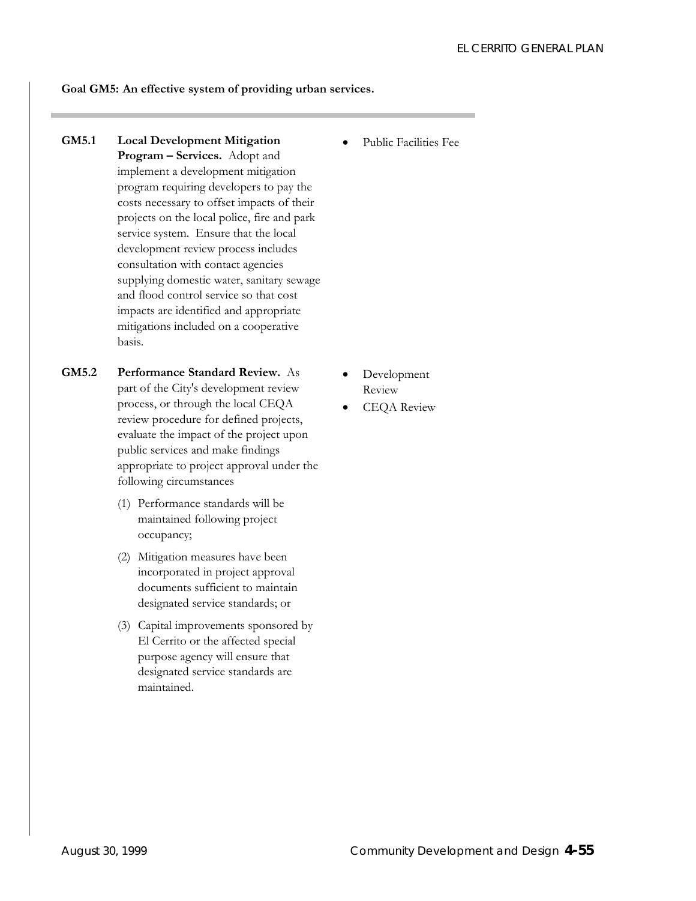**Goal GM5: An effective system of providing urban services.**

| Policy | Implementation |
| --- | --- |
| **GM5.1 Local Development Mitigation Program – Services.** Adopt and implement a development mitigation program requiring developers to pay the costs necessary to offset impacts of their projects on the local police, fire and park service system. Ensure that the local development review process includes consultation with contact agencies supplying domestic water, sanitary sewage and flood control service so that cost impacts are identified and appropriate mitigations included on a cooperative basis. | • Public Facilities Fee |
| **GM5.2 Performance Standard Review.** As part of the City's development review process, or through the local CEQA review procedure for defined projects, evaluate the impact of the project upon public services and make findings appropriate to project approval under the following circumstances<br>(1) Performance standards will be maintained following project occupancy;<br>(2) Mitigation measures have been incorporated in project approval documents sufficient to maintain designated service standards; or<br>(3) Capital improvements sponsored by El Cerrito or the affected special purpose agency will ensure that designated service standards are maintained. | • Development Review<br>• CEQA Review |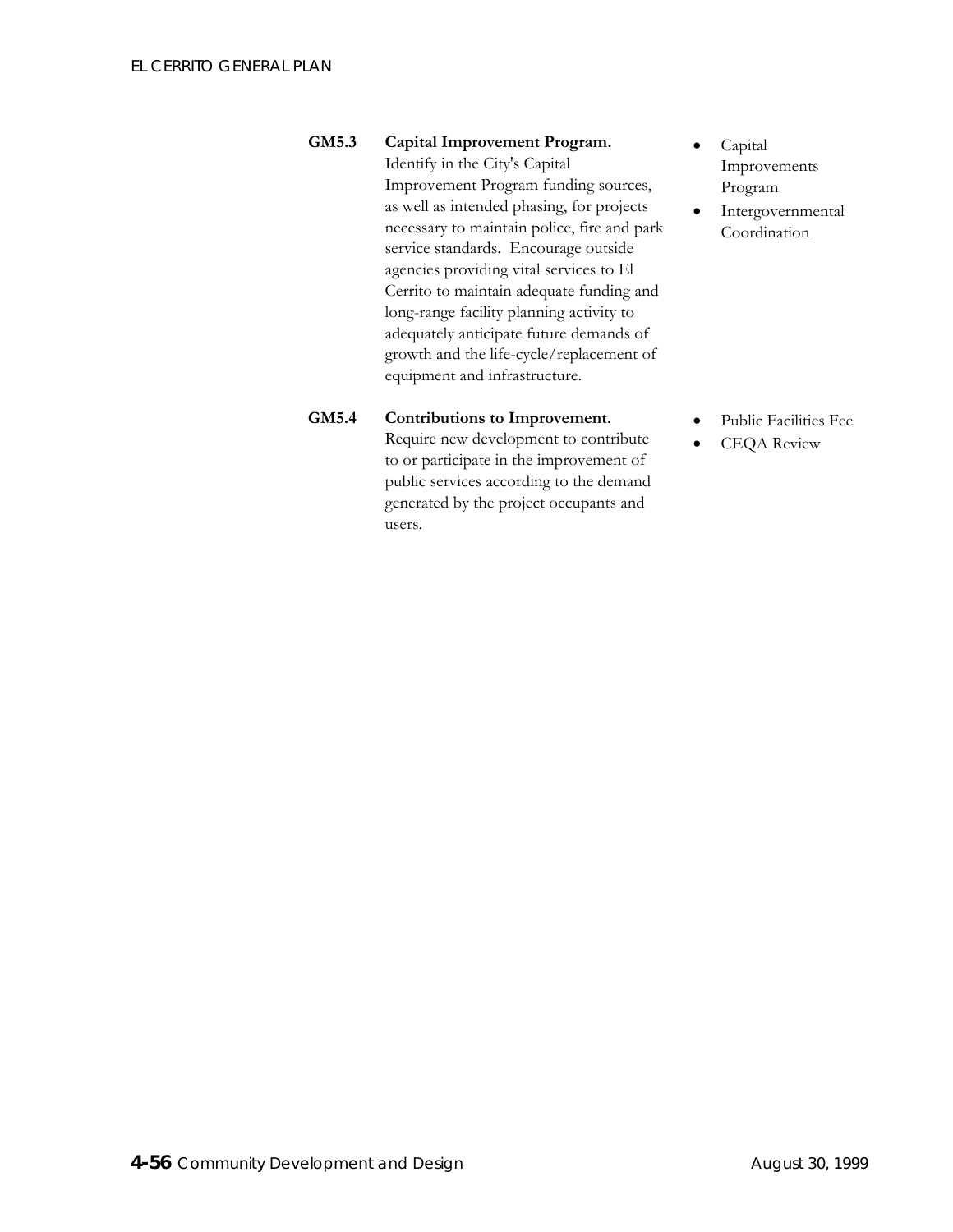**GM5.3 Capital Improvement Program.** Identify in the City's Capital Improvement Program funding sources, as well as intended phasing, for projects necessary to maintain police, fire and park service standards. Encourage outside agencies providing vital services to El Cerrito to maintain adequate funding and long-range facility planning activity to adequately anticipate future demands of growth and the life-cycle/replacement of equipment and infrastructure.

- Capital Improvements Program
- Intergovernmental Coordination

**GM5.4 Contributions to Improvement.** Require new development to contribute to or participate in the improvement of public services according to the demand generated by the project occupants and users.

- Public Facilities Fee
- CEQA Review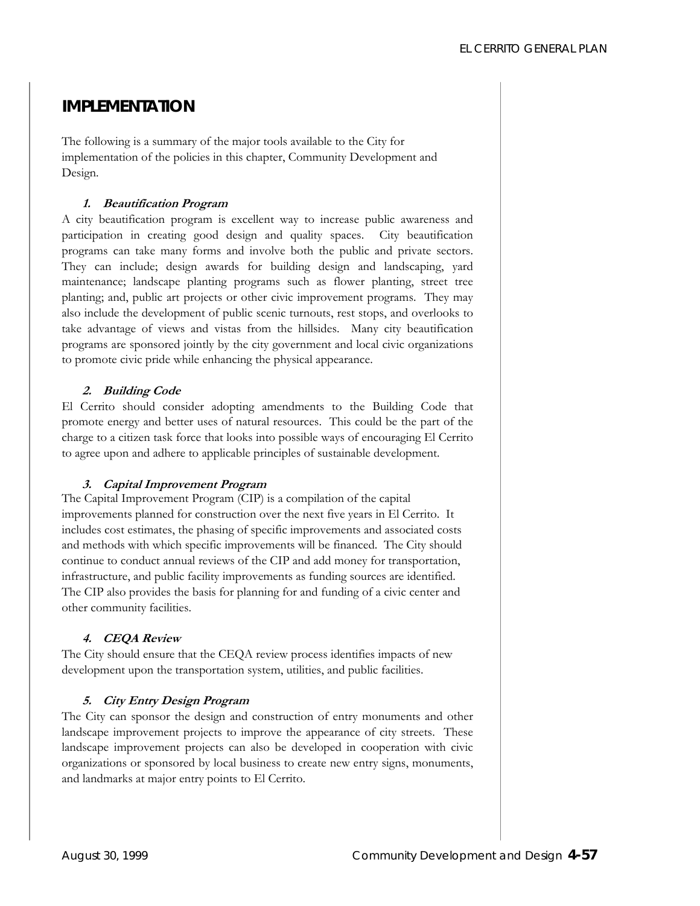## IMPLEMENTATION

The following is a summary of the major tools available to the City for implementation of the policies in this chapter, Community Development and Design.

### 1. *Beautification Program*

A city beautification program is excellent way to increase public awareness and participation in creating good design and quality spaces. City beautification programs can take many forms and involve both the public and private sectors. They can include; design awards for building design and landscaping, yard maintenance; landscape planting programs such as flower planting, street tree planting; and, public art projects or other civic improvement programs. They may also include the development of public scenic turnouts, rest stops, and overlooks to take advantage of views and vistas from the hillsides. Many city beautification programs are sponsored jointly by the city government and local civic organizations to promote civic pride while enhancing the physical appearance.

### 2. *Building Code*

El Cerrito should consider adopting amendments to the Building Code that promote energy and better uses of natural resources. This could be the part of the charge to a citizen task force that looks into possible ways of encouraging El Cerrito to agree upon and adhere to applicable principles of sustainable development.

### 3. *Capital Improvement Program*

The Capital Improvement Program (CIP) is a compilation of the capital improvements planned for construction over the next five years in El Cerrito. It includes cost estimates, the phasing of specific improvements and associated costs and methods with which specific improvements will be financed. The City should continue to conduct annual reviews of the CIP and add money for transportation, infrastructure, and public facility improvements as funding sources are identified. The CIP also provides the basis for planning for and funding of a civic center and other community facilities.

### 4. *CEQA Review*

The City should ensure that the CEQA review process identifies impacts of new development upon the transportation system, utilities, and public facilities.

### 5. *City Entry Design Program*

The City can sponsor the design and construction of entry monuments and other landscape improvement projects to improve the appearance of city streets. These landscape improvement projects can also be developed in cooperation with civic organizations or sponsored by local business to create new entry signs, monuments, and landmarks at major entry points to El Cerrito.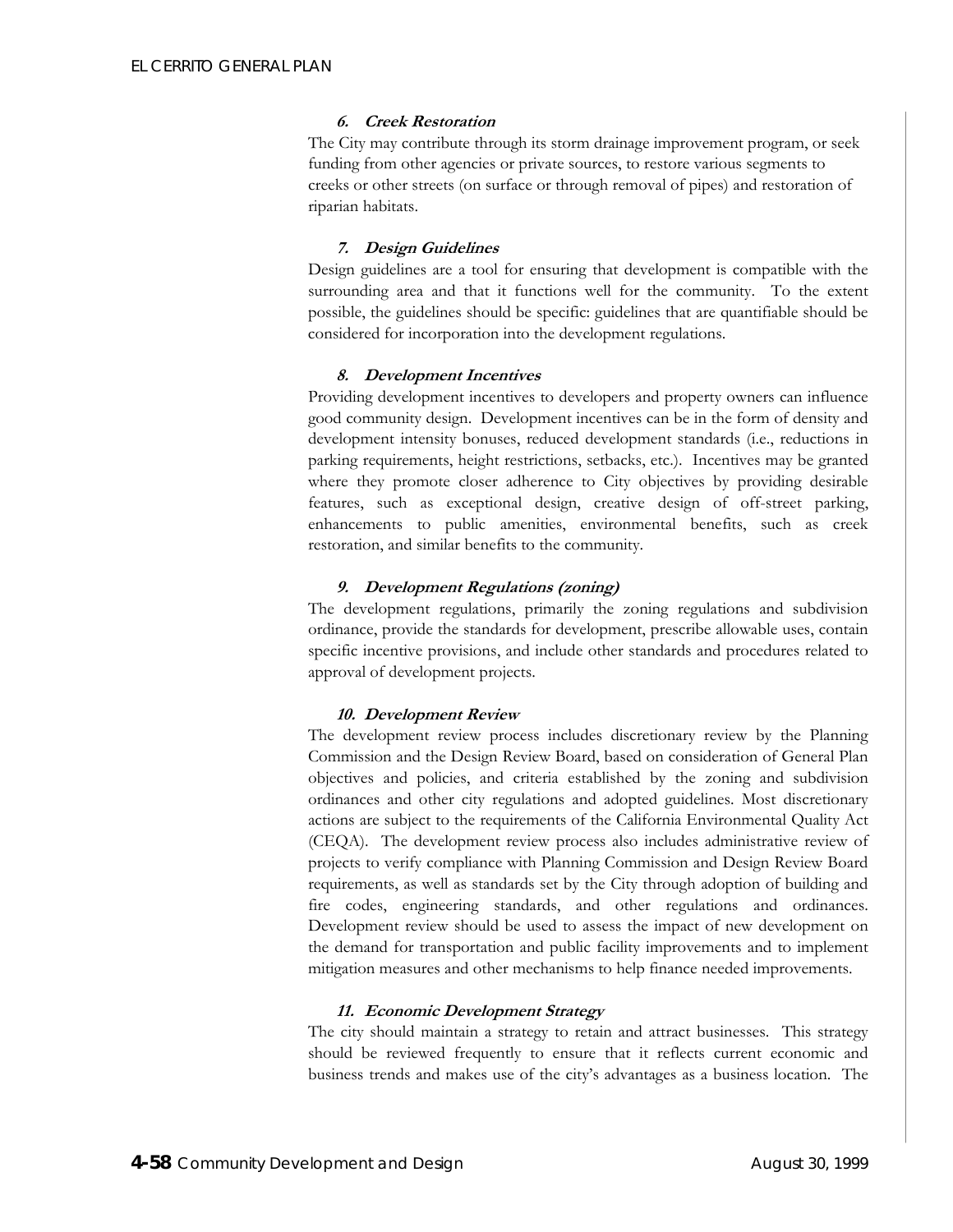#### *6. Creek Restoration*

The City may contribute through its storm drainage improvement program, or seek funding from other agencies or private sources, to restore various segments to creeks or other streets (on surface or through removal of pipes) and restoration of riparian habitats.

#### *7. Design Guidelines*

Design guidelines are a tool for ensuring that development is compatible with the surrounding area and that it functions well for the community. To the extent possible, the guidelines should be specific: guidelines that are quantifiable should be considered for incorporation into the development regulations.

#### *8. Development Incentives*

Providing development incentives to developers and property owners can influence good community design. Development incentives can be in the form of density and development intensity bonuses, reduced development standards (i.e., reductions in parking requirements, height restrictions, setbacks, etc.). Incentives may be granted where they promote closer adherence to City objectives by providing desirable features, such as exceptional design, creative design of off-street parking, enhancements to public amenities, environmental benefits, such as creek restoration, and similar benefits to the community.

#### *9. Development Regulations (zoning)*

The development regulations, primarily the zoning regulations and subdivision ordinance, provide the standards for development, prescribe allowable uses, contain specific incentive provisions, and include other standards and procedures related to approval of development projects.

#### *10. Development Review*

The development review process includes discretionary review by the Planning Commission and the Design Review Board, based on consideration of General Plan objectives and policies, and criteria established by the zoning and subdivision ordinances and other city regulations and adopted guidelines. Most discretionary actions are subject to the requirements of the California Environmental Quality Act (CEQA). The development review process also includes administrative review of projects to verify compliance with Planning Commission and Design Review Board requirements, as well as standards set by the City through adoption of building and fire codes, engineering standards, and other regulations and ordinances. Development review should be used to assess the impact of new development on the demand for transportation and public facility improvements and to implement mitigation measures and other mechanisms to help finance needed improvements.

#### *11. Economic Development Strategy*

The city should maintain a strategy to retain and attract businesses. This strategy should be reviewed frequently to ensure that it reflects current economic and business trends and makes use of the city's advantages as a business location. The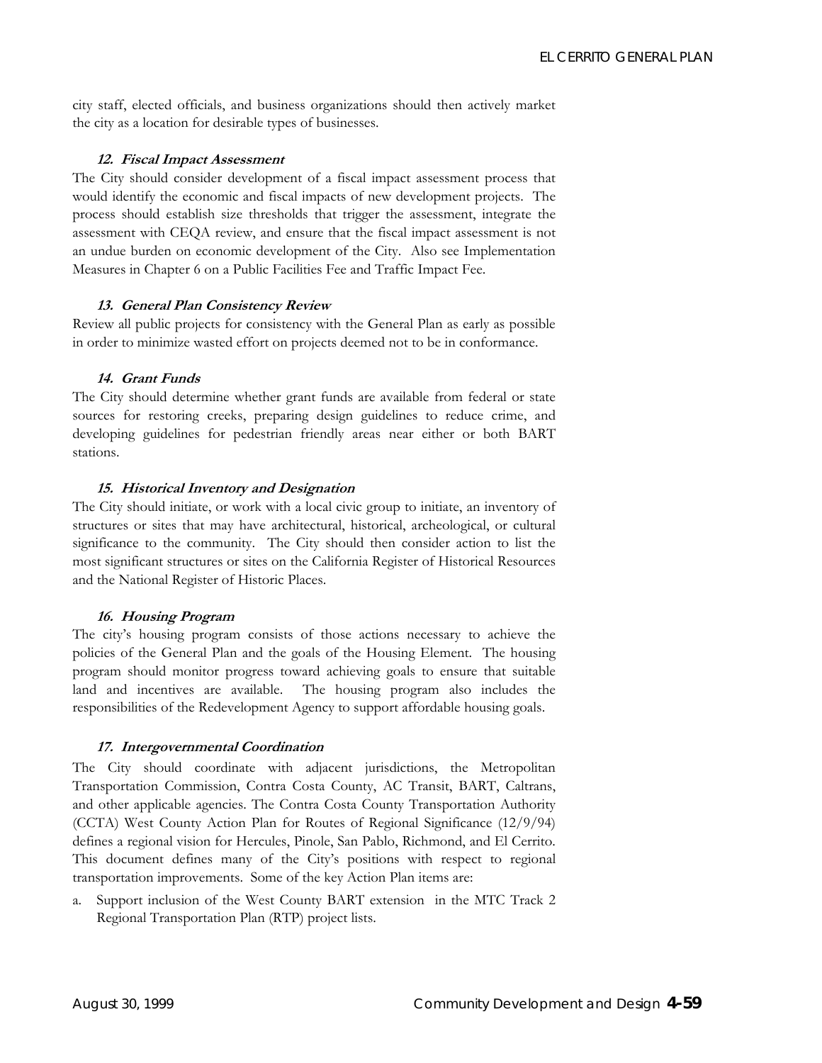city staff, elected officials, and business organizations should then actively market the city as a location for desirable types of businesses.

#### ***12. Fiscal Impact Assessment***

The City should consider development of a fiscal impact assessment process that would identify the economic and fiscal impacts of new development projects. The process should establish size thresholds that trigger the assessment, integrate the assessment with CEQA review, and ensure that the fiscal impact assessment is not an undue burden on economic development of the City. Also see Implementation Measures in Chapter 6 on a Public Facilities Fee and Traffic Impact Fee.

#### ***13. General Plan Consistency Review***

Review all public projects for consistency with the General Plan as early as possible in order to minimize wasted effort on projects deemed not to be in conformance.

#### ***14. Grant Funds***

The City should determine whether grant funds are available from federal or state sources for restoring creeks, preparing design guidelines to reduce crime, and developing guidelines for pedestrian friendly areas near either or both BART stations.

#### ***15. Historical Inventory and Designation***

The City should initiate, or work with a local civic group to initiate, an inventory of structures or sites that may have architectural, historical, archeological, or cultural significance to the community. The City should then consider action to list the most significant structures or sites on the California Register of Historical Resources and the National Register of Historic Places.

#### ***16. Housing Program***

The city's housing program consists of those actions necessary to achieve the policies of the General Plan and the goals of the Housing Element. The housing program should monitor progress toward achieving goals to ensure that suitable land and incentives are available. The housing program also includes the responsibilities of the Redevelopment Agency to support affordable housing goals.

#### ***17. Intergovernmental Coordination***

The City should coordinate with adjacent jurisdictions, the Metropolitan Transportation Commission, Contra Costa County, AC Transit, BART, Caltrans, and other applicable agencies. The Contra Costa County Transportation Authority (CCTA) West County Action Plan for Routes of Regional Significance (12/9/94) defines a regional vision for Hercules, Pinole, San Pablo, Richmond, and El Cerrito. This document defines many of the City's positions with respect to regional transportation improvements. Some of the key Action Plan items are:

a. Support inclusion of the West County BART extension in the MTC Track 2 Regional Transportation Plan (RTP) project lists.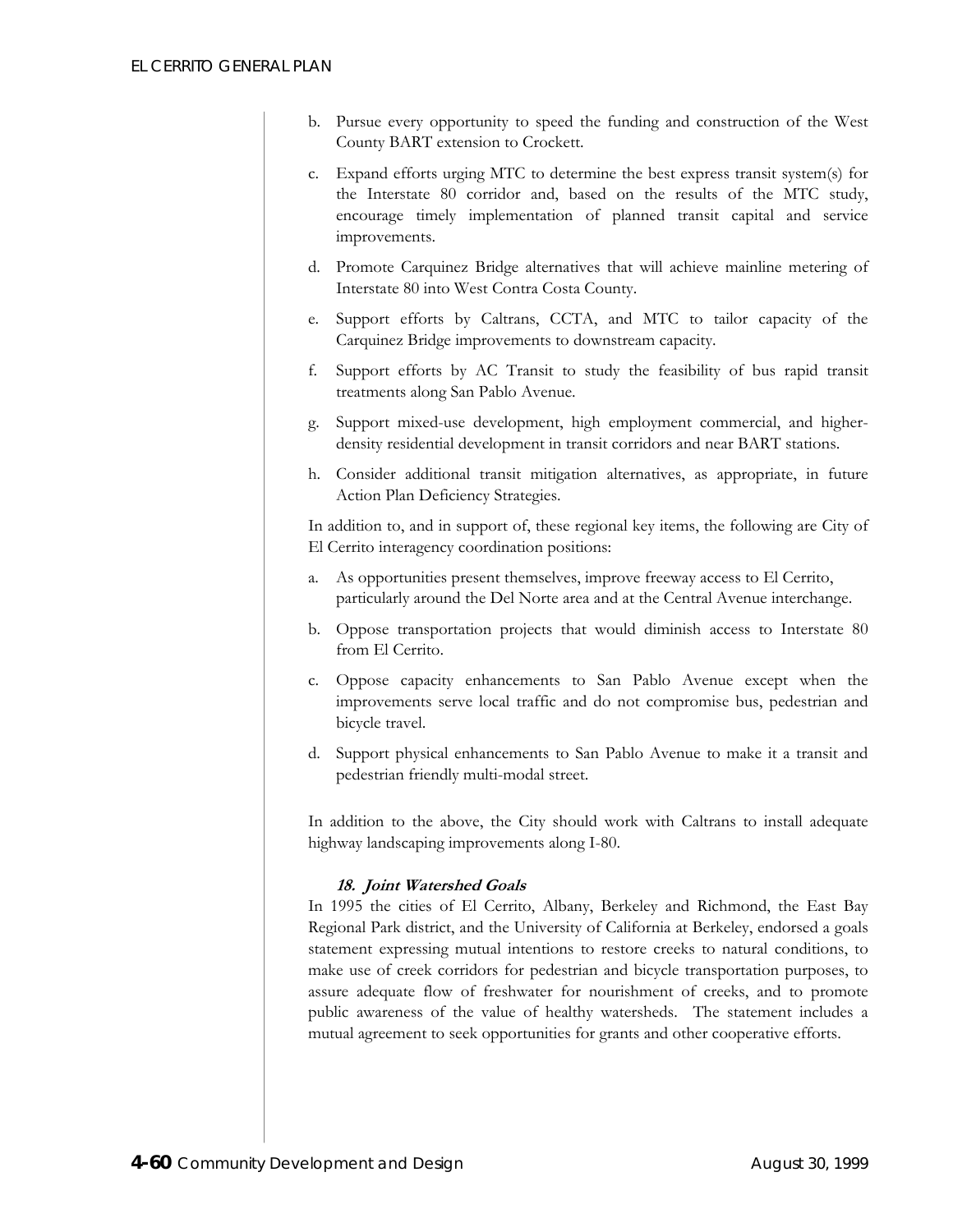b. Pursue every opportunity to speed the funding and construction of the West County BART extension to Crockett.

c. Expand efforts urging MTC to determine the best express transit system(s) for the Interstate 80 corridor and, based on the results of the MTC study, encourage timely implementation of planned transit capital and service improvements.

d. Promote Carquinez Bridge alternatives that will achieve mainline metering of Interstate 80 into West Contra Costa County.

e. Support efforts by Caltrans, CCTA, and MTC to tailor capacity of the Carquinez Bridge improvements to downstream capacity.

f. Support efforts by AC Transit to study the feasibility of bus rapid transit treatments along San Pablo Avenue.

g. Support mixed-use development, high employment commercial, and higher-density residential development in transit corridors and near BART stations.

h. Consider additional transit mitigation alternatives, as appropriate, in future Action Plan Deficiency Strategies.

In addition to, and in support of, these regional key items, the following are City of El Cerrito interagency coordination positions:

a. As opportunities present themselves, improve freeway access to El Cerrito, particularly around the Del Norte area and at the Central Avenue interchange.

b. Oppose transportation projects that would diminish access to Interstate 80 from El Cerrito.

c. Oppose capacity enhancements to San Pablo Avenue except when the improvements serve local traffic and do not compromise bus, pedestrian and bicycle travel.

d. Support physical enhancements to San Pablo Avenue to make it a transit and pedestrian friendly multi-modal street.

In addition to the above, the City should work with Caltrans to install adequate highway landscaping improvements along I-80.

#### *18. Joint Watershed Goals*

In 1995 the cities of El Cerrito, Albany, Berkeley and Richmond, the East Bay Regional Park district, and the University of California at Berkeley, endorsed a goals statement expressing mutual intentions to restore creeks to natural conditions, to make use of creek corridors for pedestrian and bicycle transportation purposes, to assure adequate flow of freshwater for nourishment of creeks, and to promote public awareness of the value of healthy watersheds. The statement includes a mutual agreement to seek opportunities for grants and other cooperative efforts.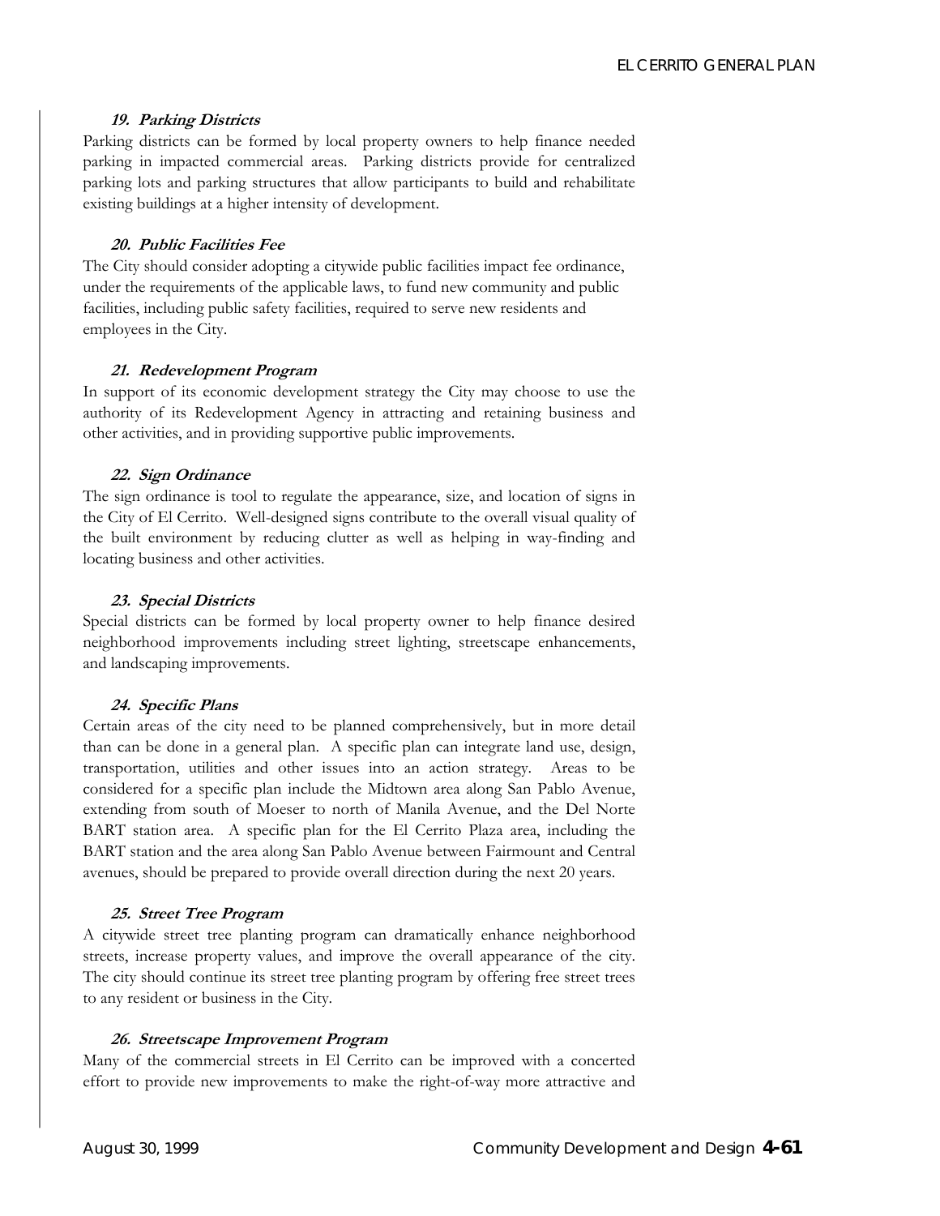#### *19. Parking Districts*

Parking districts can be formed by local property owners to help finance needed parking in impacted commercial areas. Parking districts provide for centralized parking lots and parking structures that allow participants to build and rehabilitate existing buildings at a higher intensity of development.

#### *20. Public Facilities Fee*

The City should consider adopting a citywide public facilities impact fee ordinance, under the requirements of the applicable laws, to fund new community and public facilities, including public safety facilities, required to serve new residents and employees in the City.

#### *21. Redevelopment Program*

In support of its economic development strategy the City may choose to use the authority of its Redevelopment Agency in attracting and retaining business and other activities, and in providing supportive public improvements.

#### *22. Sign Ordinance*

The sign ordinance is tool to regulate the appearance, size, and location of signs in the City of El Cerrito. Well-designed signs contribute to the overall visual quality of the built environment by reducing clutter as well as helping in way-finding and locating business and other activities.

#### *23. Special Districts*

Special districts can be formed by local property owner to help finance desired neighborhood improvements including street lighting, streetscape enhancements, and landscaping improvements.

#### *24. Specific Plans*

Certain areas of the city need to be planned comprehensively, but in more detail than can be done in a general plan. A specific plan can integrate land use, design, transportation, utilities and other issues into an action strategy. Areas to be considered for a specific plan include the Midtown area along San Pablo Avenue, extending from south of Moeser to north of Manila Avenue, and the Del Norte BART station area. A specific plan for the El Cerrito Plaza area, including the BART station and the area along San Pablo Avenue between Fairmount and Central avenues, should be prepared to provide overall direction during the next 20 years.

#### *25. Street Tree Program*

A citywide street tree planting program can dramatically enhance neighborhood streets, increase property values, and improve the overall appearance of the city. The city should continue its street tree planting program by offering free street trees to any resident or business in the City.

#### *26. Streetscape Improvement Program*

Many of the commercial streets in El Cerrito can be improved with a concerted effort to provide new improvements to make the right-of-way more attractive and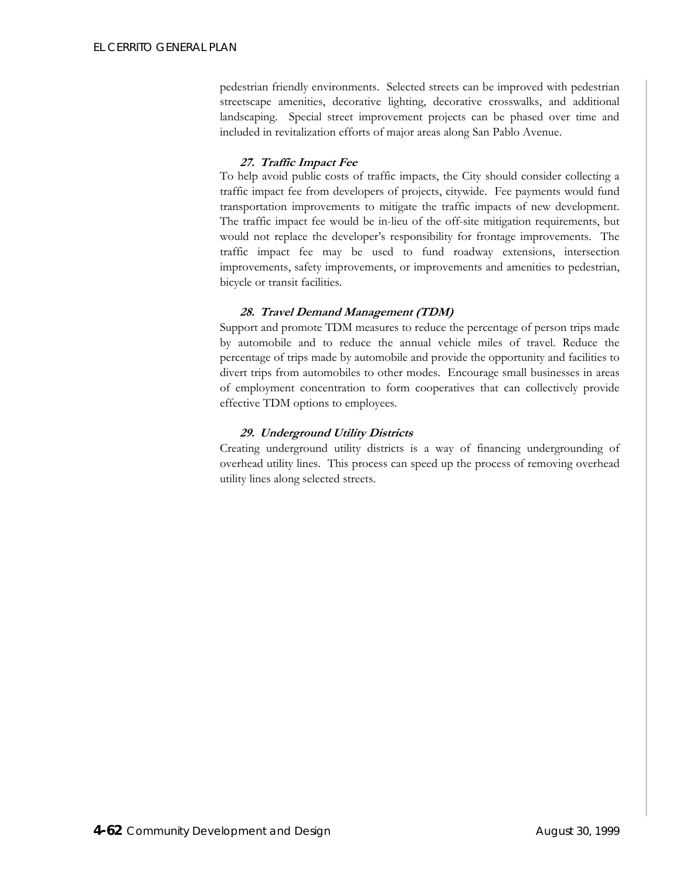pedestrian friendly environments. Selected streets can be improved with pedestrian streetscape amenities, decorative lighting, decorative crosswalks, and additional landscaping. Special street improvement projects can be phased over time and included in revitalization efforts of major areas along San Pablo Avenue.

***27. Traffic Impact Fee***

To help avoid public costs of traffic impacts, the City should consider collecting a traffic impact fee from developers of projects, citywide. Fee payments would fund transportation improvements to mitigate the traffic impacts of new development. The traffic impact fee would be in-lieu of the off-site mitigation requirements, but would not replace the developer's responsibility for frontage improvements. The traffic impact fee may be used to fund roadway extensions, intersection improvements, safety improvements, or improvements and amenities to pedestrian, bicycle or transit facilities.

***28. Travel Demand Management (TDM)***

Support and promote TDM measures to reduce the percentage of person trips made by automobile and to reduce the annual vehicle miles of travel. Reduce the percentage of trips made by automobile and provide the opportunity and facilities to divert trips from automobiles to other modes. Encourage small businesses in areas of employment concentration to form cooperatives that can collectively provide effective TDM options to employees.

***29. Underground Utility Districts***

Creating underground utility districts is a way of financing undergrounding of overhead utility lines. This process can speed up the process of removing overhead utility lines along selected streets.